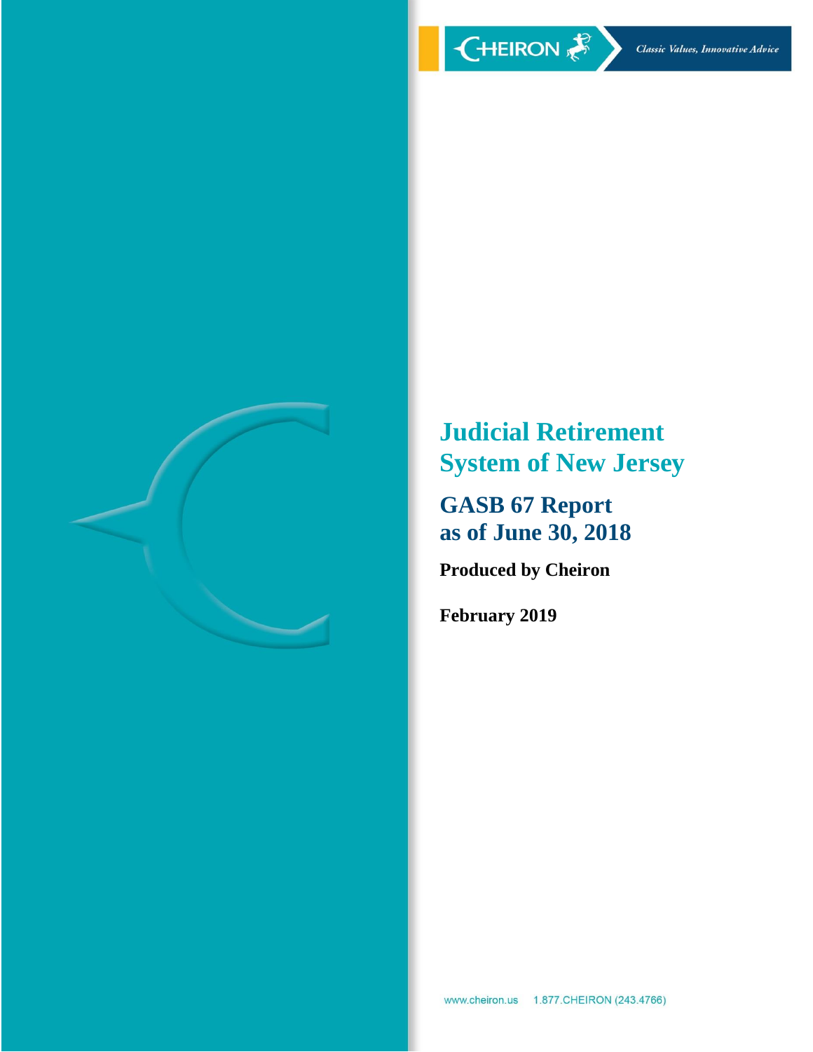CHEIRON *Classic Values, Innovative Advice*

# Judicial Retirement System of New Jersey

## GASB 67 Report as of June 30, 2018

**Produced by Cheiron**

**February 2019**

www.cheiron.us 1.877.CHEIRON (243.4766)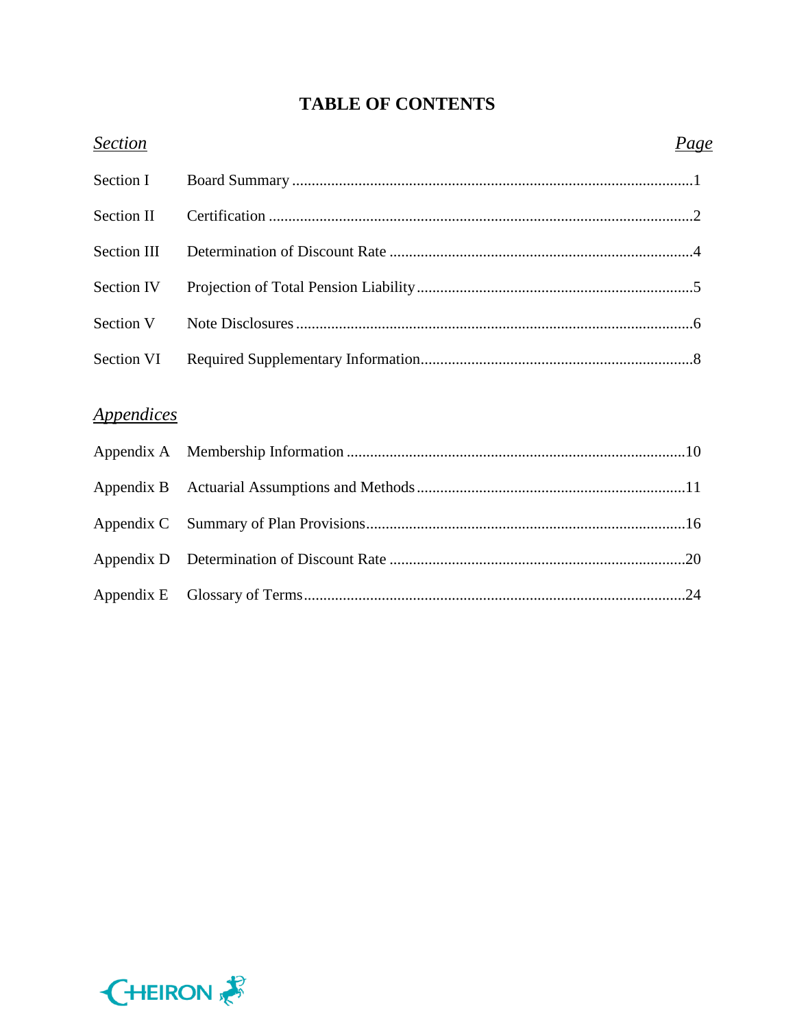# TABLE OF CONTENTS

| *Section* | | *Page* |
|---|---|---|
| Section I | Board Summary | 1 |
| Section II | Certification | 2 |
| Section III | Determination of Discount Rate | 4 |
| Section IV | Projection of Total Pension Liability | 5 |
| Section V | Note Disclosures | 6 |
| Section VI | Required Supplementary Information | 8 |

| *Appendices* | | |
|---|---|---|
| Appendix A | Membership Information | 10 |
| Appendix B | Actuarial Assumptions and Methods | 11 |
| Appendix C | Summary of Plan Provisions | 16 |
| Appendix D | Determination of Discount Rate | 20 |
| Appendix E | Glossary of Terms | 24 |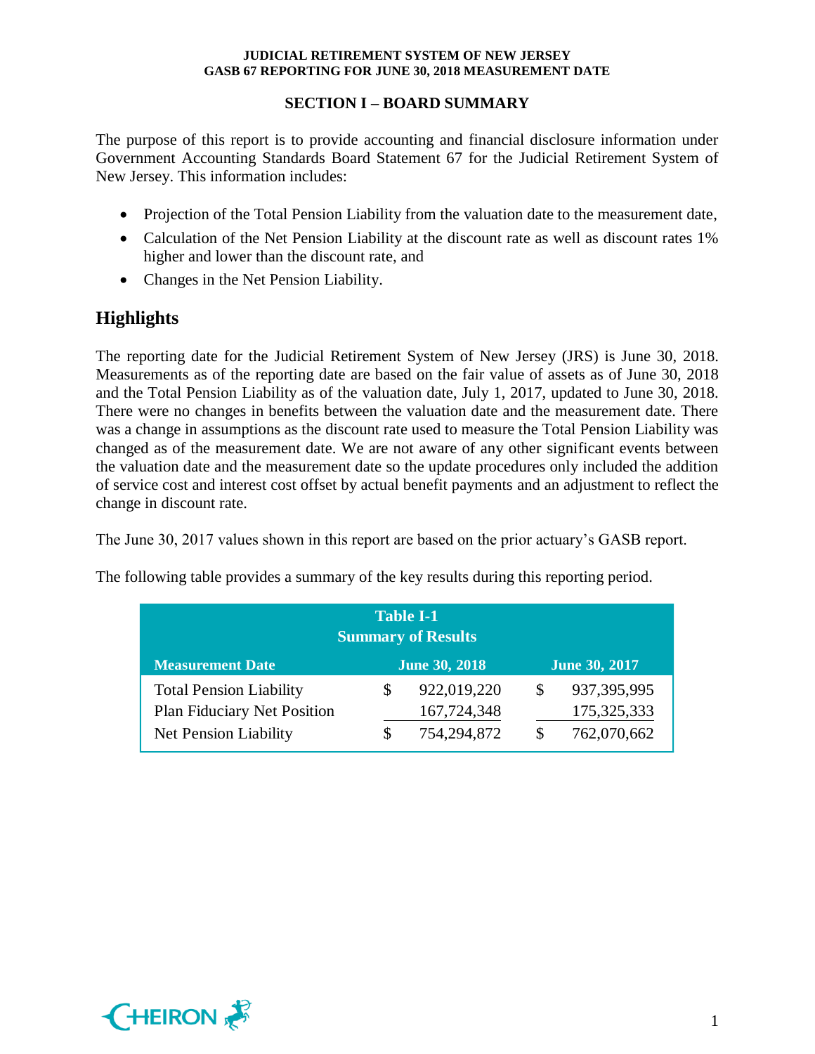## SECTION I – BOARD SUMMARY

The purpose of this report is to provide accounting and financial disclosure information under Government Accounting Standards Board Statement 67 for the Judicial Retirement System of New Jersey. This information includes:

- Projection of the Total Pension Liability from the valuation date to the measurement date,
- Calculation of the Net Pension Liability at the discount rate as well as discount rates 1% higher and lower than the discount rate, and
- Changes in the Net Pension Liability.

## Highlights

The reporting date for the Judicial Retirement System of New Jersey (JRS) is June 30, 2018. Measurements as of the reporting date are based on the fair value of assets as of June 30, 2018 and the Total Pension Liability as of the valuation date, July 1, 2017, updated to June 30, 2018. There were no changes in benefits between the valuation date and the measurement date. There was a change in assumptions as the discount rate used to measure the Total Pension Liability was changed as of the measurement date. We are not aware of any other significant events between the valuation date and the measurement date so the update procedures only included the addition of service cost and interest cost offset by actual benefit payments and an adjustment to reflect the change in discount rate.

The June 30, 2017 values shown in this report are based on the prior actuary's GASB report.

The following table provides a summary of the key results during this reporting period.

**Table I-1**
**Summary of Results**

| Measurement Date | June 30, 2018 | June 30, 2017 |
|---|---|---|
| Total Pension Liability | $ 922,019,220 | $ 937,395,995 |
| Plan Fiduciary Net Position | 167,724,348 | 175,325,333 |
| Net Pension Liability | $ 754,294,872 | $ 762,070,662 |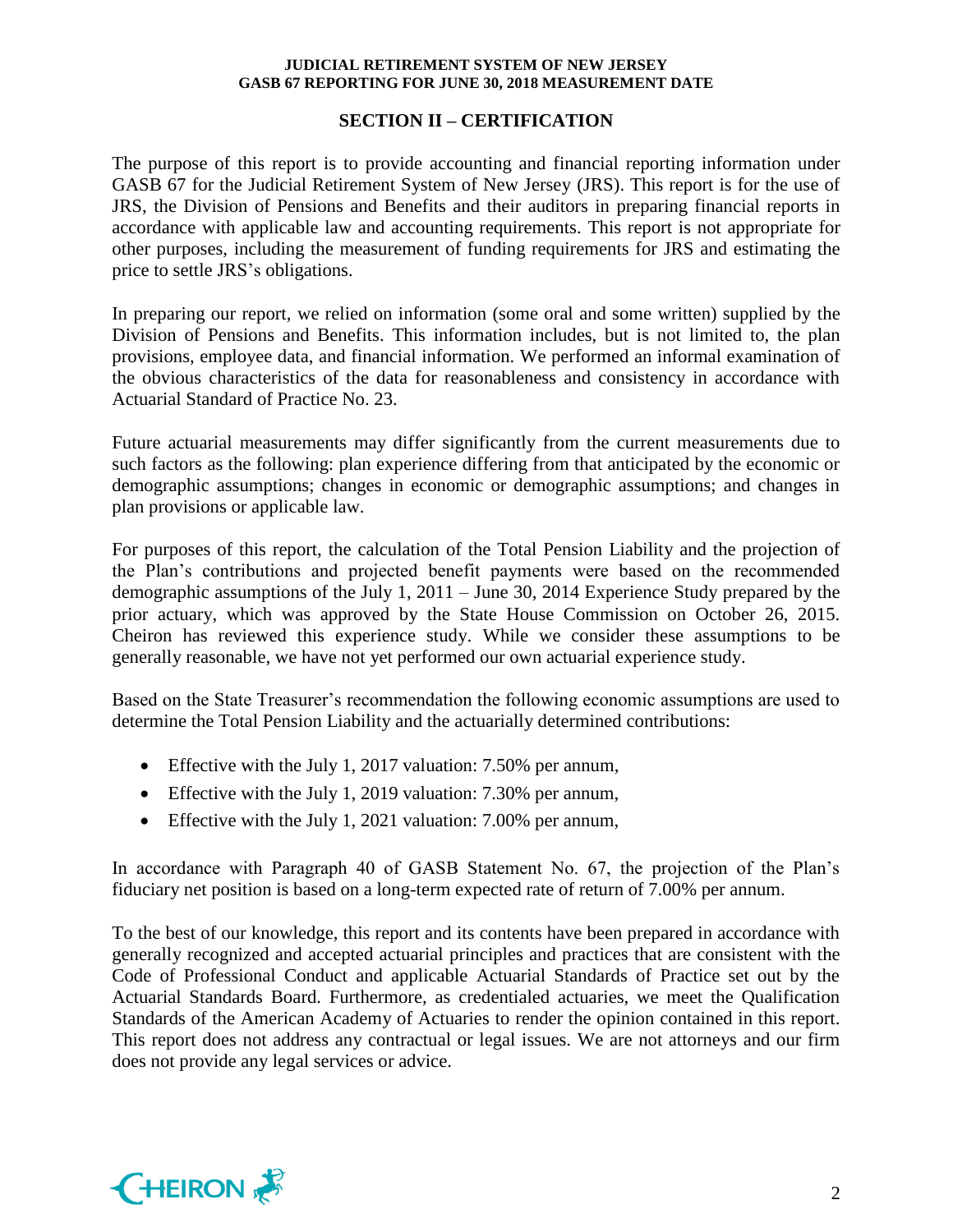## SECTION II – CERTIFICATION

The purpose of this report is to provide accounting and financial reporting information under GASB 67 for the Judicial Retirement System of New Jersey (JRS). This report is for the use of JRS, the Division of Pensions and Benefits and their auditors in preparing financial reports in accordance with applicable law and accounting requirements. This report is not appropriate for other purposes, including the measurement of funding requirements for JRS and estimating the price to settle JRS's obligations.

In preparing our report, we relied on information (some oral and some written) supplied by the Division of Pensions and Benefits. This information includes, but is not limited to, the plan provisions, employee data, and financial information. We performed an informal examination of the obvious characteristics of the data for reasonableness and consistency in accordance with Actuarial Standard of Practice No. 23.

Future actuarial measurements may differ significantly from the current measurements due to such factors as the following: plan experience differing from that anticipated by the economic or demographic assumptions; changes in economic or demographic assumptions; and changes in plan provisions or applicable law.

For purposes of this report, the calculation of the Total Pension Liability and the projection of the Plan's contributions and projected benefit payments were based on the recommended demographic assumptions of the July 1, 2011 – June 30, 2014 Experience Study prepared by the prior actuary, which was approved by the State House Commission on October 26, 2015. Cheiron has reviewed this experience study. While we consider these assumptions to be generally reasonable, we have not yet performed our own actuarial experience study.

Based on the State Treasurer's recommendation the following economic assumptions are used to determine the Total Pension Liability and the actuarially determined contributions:

- Effective with the July 1, 2017 valuation: 7.50% per annum,
- Effective with the July 1, 2019 valuation: 7.30% per annum,
- Effective with the July 1, 2021 valuation: 7.00% per annum,

In accordance with Paragraph 40 of GASB Statement No. 67, the projection of the Plan's fiduciary net position is based on a long-term expected rate of return of 7.00% per annum.

To the best of our knowledge, this report and its contents have been prepared in accordance with generally recognized and accepted actuarial principles and practices that are consistent with the Code of Professional Conduct and applicable Actuarial Standards of Practice set out by the Actuarial Standards Board. Furthermore, as credentialed actuaries, we meet the Qualification Standards of the American Academy of Actuaries to render the opinion contained in this report. This report does not address any contractual or legal issues. We are not attorneys and our firm does not provide any legal services or advice.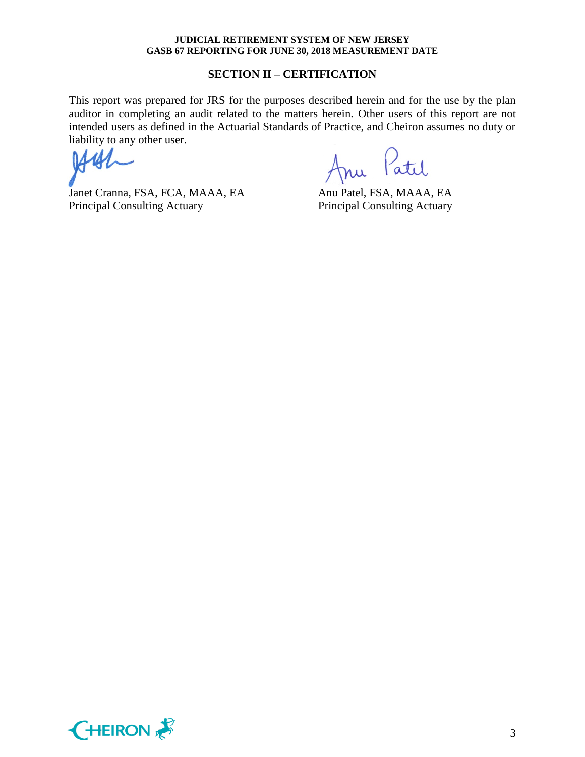## SECTION II – CERTIFICATION

This report was prepared for JRS for the purposes described herein and for the use by the plan auditor in completing an audit related to the matters herein. Other users of this report are not intended users as defined in the Actuarial Standards of Practice, and Cheiron assumes no duty or liability to any other user.

Janet Cranna, FSA, FCA, MAAA, EA
Principal Consulting Actuary

Anu Patel, FSA, MAAA, EA
Principal Consulting Actuary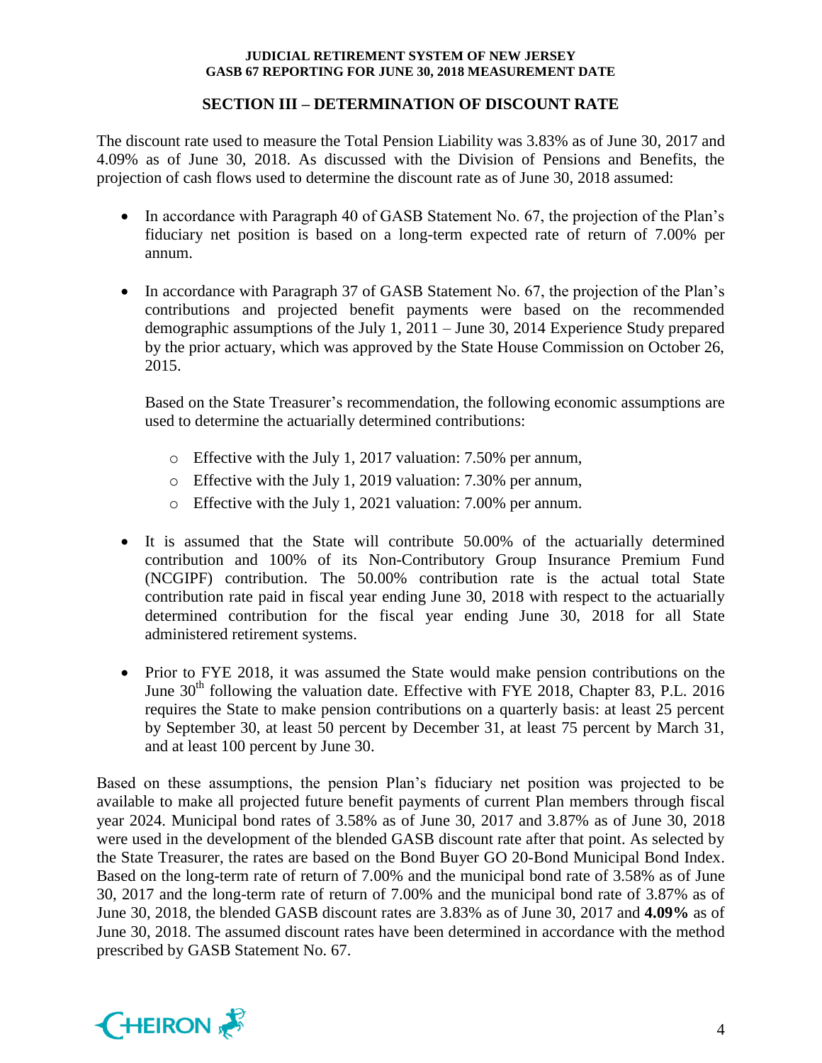## SECTION III – DETERMINATION OF DISCOUNT RATE

The discount rate used to measure the Total Pension Liability was 3.83% as of June 30, 2017 and 4.09% as of June 30, 2018. As discussed with the Division of Pensions and Benefits, the projection of cash flows used to determine the discount rate as of June 30, 2018 assumed:

- In accordance with Paragraph 40 of GASB Statement No. 67, the projection of the Plan's fiduciary net position is based on a long-term expected rate of return of 7.00% per annum.

- In accordance with Paragraph 37 of GASB Statement No. 67, the projection of the Plan's contributions and projected benefit payments were based on the recommended demographic assumptions of the July 1, 2011 – June 30, 2014 Experience Study prepared by the prior actuary, which was approved by the State House Commission on October 26, 2015.

  Based on the State Treasurer's recommendation, the following economic assumptions are used to determine the actuarially determined contributions:

  - Effective with the July 1, 2017 valuation: 7.50% per annum,
  - Effective with the July 1, 2019 valuation: 7.30% per annum,
  - Effective with the July 1, 2021 valuation: 7.00% per annum.

- It is assumed that the State will contribute 50.00% of the actuarially determined contribution and 100% of its Non-Contributory Group Insurance Premium Fund (NCGIPF) contribution. The 50.00% contribution rate is the actual total State contribution rate paid in fiscal year ending June 30, 2018 with respect to the actuarially determined contribution for the fiscal year ending June 30, 2018 for all State administered retirement systems.

- Prior to FYE 2018, it was assumed the State would make pension contributions on the June 30th following the valuation date. Effective with FYE 2018, Chapter 83, P.L. 2016 requires the State to make pension contributions on a quarterly basis: at least 25 percent by September 30, at least 50 percent by December 31, at least 75 percent by March 31, and at least 100 percent by June 30.

Based on these assumptions, the pension Plan's fiduciary net position was projected to be available to make all projected future benefit payments of current Plan members through fiscal year 2024. Municipal bond rates of 3.58% as of June 30, 2017 and 3.87% as of June 30, 2018 were used in the development of the blended GASB discount rate after that point. As selected by the State Treasurer, the rates are based on the Bond Buyer GO 20-Bond Municipal Bond Index. Based on the long-term rate of return of 7.00% and the municipal bond rate of 3.58% as of June 30, 2017 and the long-term rate of return of 7.00% and the municipal bond rate of 3.87% as of June 30, 2018, the blended GASB discount rates are 3.83% as of June 30, 2017 and **4.09%** as of June 30, 2018. The assumed discount rates have been determined in accordance with the method prescribed by GASB Statement No. 67.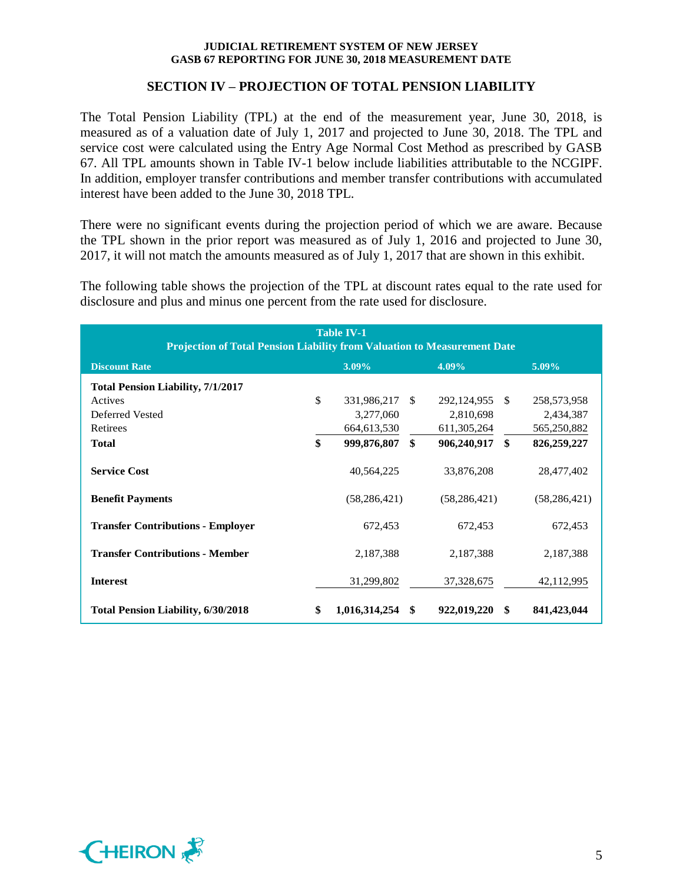## SECTION IV – PROJECTION OF TOTAL PENSION LIABILITY

The Total Pension Liability (TPL) at the end of the measurement year, June 30, 2018, is measured as of a valuation date of July 1, 2017 and projected to June 30, 2018. The TPL and service cost were calculated using the Entry Age Normal Cost Method as prescribed by GASB 67. All TPL amounts shown in Table IV-1 below include liabilities attributable to the NCGIPF. In addition, employer transfer contributions and member transfer contributions with accumulated interest have been added to the June 30, 2018 TPL.

There were no significant events during the projection period of which we are aware. Because the TPL shown in the prior report was measured as of July 1, 2016 and projected to June 30, 2017, it will not match the amounts measured as of July 1, 2017 that are shown in this exhibit.

The following table shows the projection of the TPL at discount rates equal to the rate used for disclosure and plus and minus one percent from the rate used for disclosure.

**Table IV-1**
**Projection of Total Pension Liability from Valuation to Measurement Date**

| Discount Rate | 3.09% | 4.09% | 5.09% |
|---|---|---|---|
| **Total Pension Liability, 7/1/2017** | | | |
| Actives | $ 331,986,217 | $ 292,124,955 | $ 258,573,958 |
| Deferred Vested | 3,277,060 | 2,810,698 | 2,434,387 |
| Retirees | 664,613,530 | 611,305,264 | 565,250,882 |
| **Total** | **$ 999,876,807** | **$ 906,240,917** | **$ 826,259,227** |
| **Service Cost** | 40,564,225 | 33,876,208 | 28,477,402 |
| **Benefit Payments** | (58,286,421) | (58,286,421) | (58,286,421) |
| **Transfer Contributions - Employer** | 672,453 | 672,453 | 672,453 |
| **Transfer Contributions - Member** | 2,187,388 | 2,187,388 | 2,187,388 |
| **Interest** | 31,299,802 | 37,328,675 | 42,112,995 |
| **Total Pension Liability, 6/30/2018** | **$ 1,016,314,254** | **$ 922,019,220** | **$ 841,423,044** |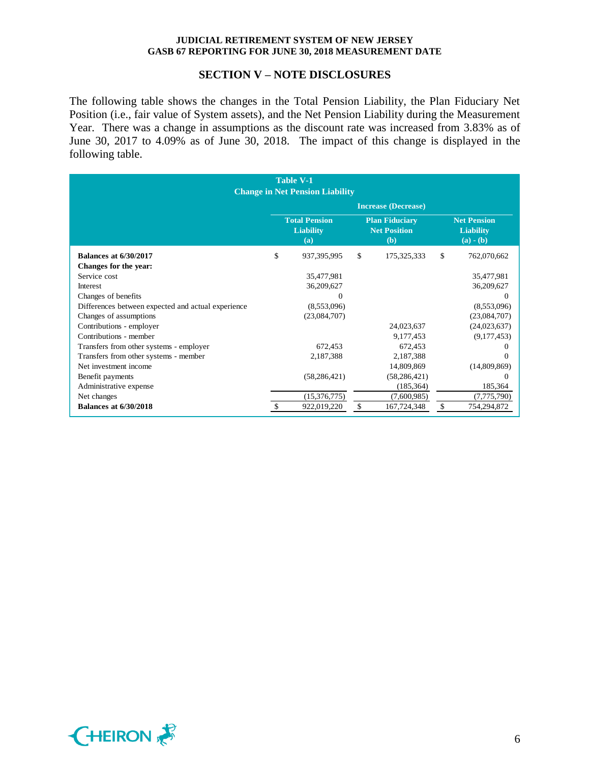## SECTION V – NOTE DISCLOSURES

The following table shows the changes in the Total Pension Liability, the Plan Fiduciary Net Position (i.e., fair value of System assets), and the Net Pension Liability during the Measurement Year. There was a change in assumptions as the discount rate was increased from 3.83% as of June 30, 2017 to 4.09% as of June 30, 2018. The impact of this change is displayed in the following table.

**Table V-1**
**Change in Net Pension Liability**

| | Increase (Decrease) | | |
|---|---|---|---|
| | **Total Pension Liability (a)** | **Plan Fiduciary Net Position (b)** | **Net Pension Liability (a) - (b)** |
| **Balances at 6/30/2017** | $ 937,395,995 | $ 175,325,333 | $ 762,070,662 |
| **Changes for the year:** | | | |
| Service cost | 35,477,981 | | 35,477,981 |
| Interest | 36,209,627 | | 36,209,627 |
| Changes of benefits | 0 | | 0 |
| Differences between expected and actual experience | (8,553,096) | | (8,553,096) |
| Changes of assumptions | (23,084,707) | | (23,084,707) |
| Contributions - employer | | 24,023,637 | (24,023,637) |
| Contributions - member | | 9,177,453 | (9,177,453) |
| Transfers from other systems - employer | 672,453 | 672,453 | 0 |
| Transfers from other systems - member | 2,187,388 | 2,187,388 | 0 |
| Net investment income | | 14,809,869 | (14,809,869) |
| Benefit payments | (58,286,421) | (58,286,421) | 0 |
| Administrative expense | | (185,364) | 185,364 |
| Net changes | (15,376,775) | (7,600,985) | (7,775,790) |
| **Balances at 6/30/2018** | $ 922,019,220 | $ 167,724,348 | $ 754,294,872 |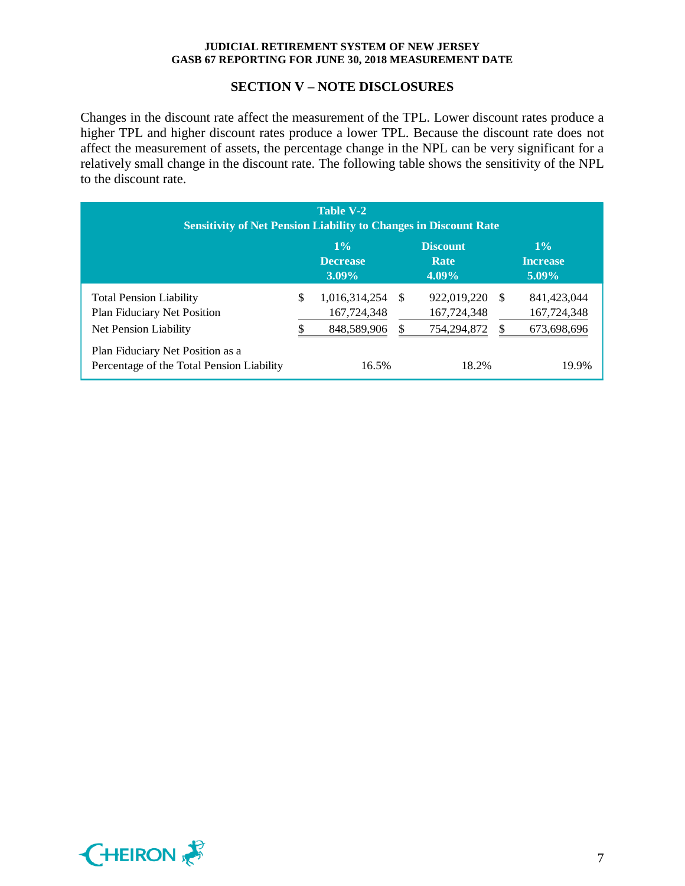## SECTION V – NOTE DISCLOSURES

Changes in the discount rate affect the measurement of the TPL. Lower discount rates produce a higher TPL and higher discount rates produce a lower TPL. Because the discount rate does not affect the measurement of assets, the percentage change in the NPL can be very significant for a relatively small change in the discount rate. The following table shows the sensitivity of the NPL to the discount rate.

**Table V-2**
**Sensitivity of Net Pension Liability to Changes in Discount Rate**

| | 1% Decrease 3.09% | Discount Rate 4.09% | 1% Increase 5.09% |
|---|---|---|---|
| Total Pension Liability | $ 1,016,314,254 | $ 922,019,220 | $ 841,423,044 |
| Plan Fiduciary Net Position | 167,724,348 | 167,724,348 | 167,724,348 |
| Net Pension Liability | $ 848,589,906 | $ 754,294,872 | $ 673,698,696 |
| Plan Fiduciary Net Position as a Percentage of the Total Pension Liability | 16.5% | 18.2% | 19.9% |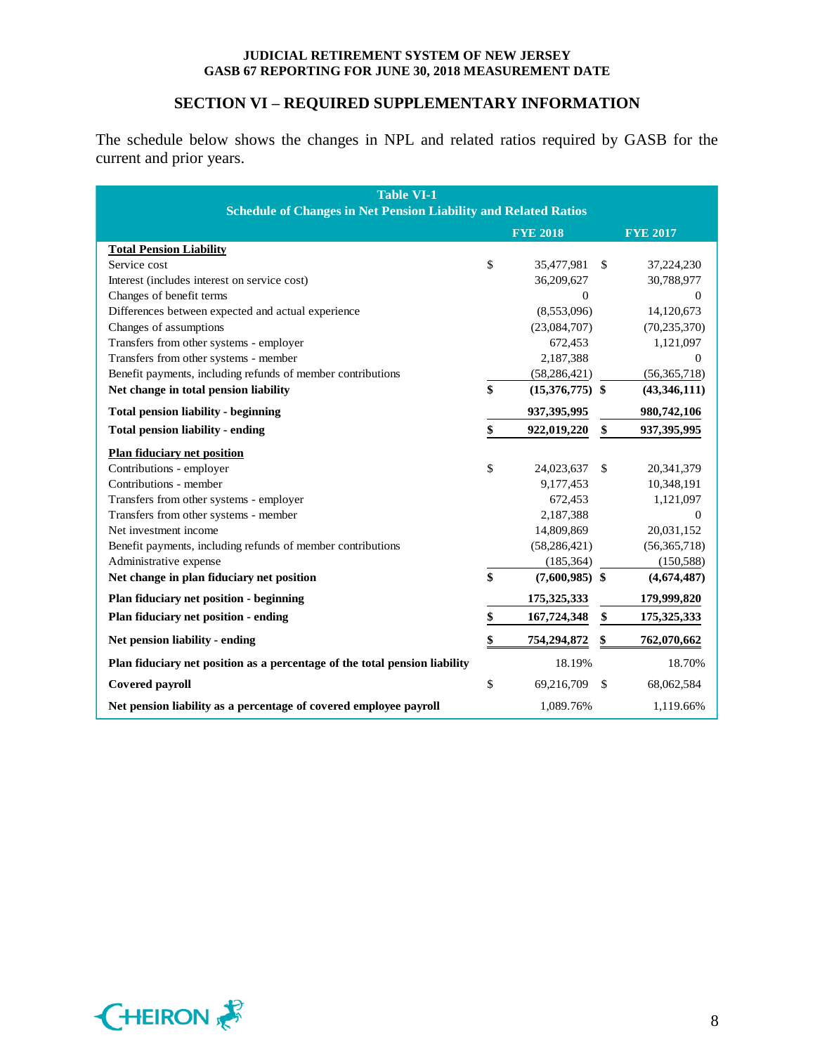## SECTION VI – REQUIRED SUPPLEMENTARY INFORMATION

The schedule below shows the changes in NPL and related ratios required by GASB for the current and prior years.

**Table VI-1**
**Schedule of Changes in Net Pension Liability and Related Ratios**

| | FYE 2018 | FYE 2017 |
|---|---|---|
| **Total Pension Liability** | | |
| Service cost | $ 35,477,981 | $ 37,224,230 |
| Interest (includes interest on service cost) | 36,209,627 | 30,788,977 |
| Changes of benefit terms | 0 | 0 |
| Differences between expected and actual experience | (8,553,096) | 14,120,673 |
| Changes of assumptions | (23,084,707) | (70,235,370) |
| Transfers from other systems - employer | 672,453 | 1,121,097 |
| Transfers from other systems - member | 2,187,388 | 0 |
| Benefit payments, including refunds of member contributions | (58,286,421) | (56,365,718) |
| **Net change in total pension liability** | **$ (15,376,775)** | **$ (43,346,111)** |
| **Total pension liability - beginning** | **937,395,995** | **980,742,106** |
| **Total pension liability - ending** | **$ 922,019,220** | **$ 937,395,995** |
| **Plan fiduciary net position** | | |
| Contributions - employer | $ 24,023,637 | $ 20,341,379 |
| Contributions - member | 9,177,453 | 10,348,191 |
| Transfers from other systems - employer | 672,453 | 1,121,097 |
| Transfers from other systems - member | 2,187,388 | 0 |
| Net investment income | 14,809,869 | 20,031,152 |
| Benefit payments, including refunds of member contributions | (58,286,421) | (56,365,718) |
| Administrative expense | (185,364) | (150,588) |
| **Net change in plan fiduciary net position** | **$ (7,600,985)** | **$ (4,674,487)** |
| **Plan fiduciary net position - beginning** | **175,325,333** | **179,999,820** |
| **Plan fiduciary net position - ending** | **$ 167,724,348** | **$ 175,325,333** |
| **Net pension liability - ending** | **$ 754,294,872** | **$ 762,070,662** |
| **Plan fiduciary net position as a percentage of the total pension liability** | 18.19% | 18.70% |
| **Covered payroll** | $ 69,216,709 | $ 68,062,584 |
| **Net pension liability as a percentage of covered employee payroll** | 1,089.76% | 1,119.66% |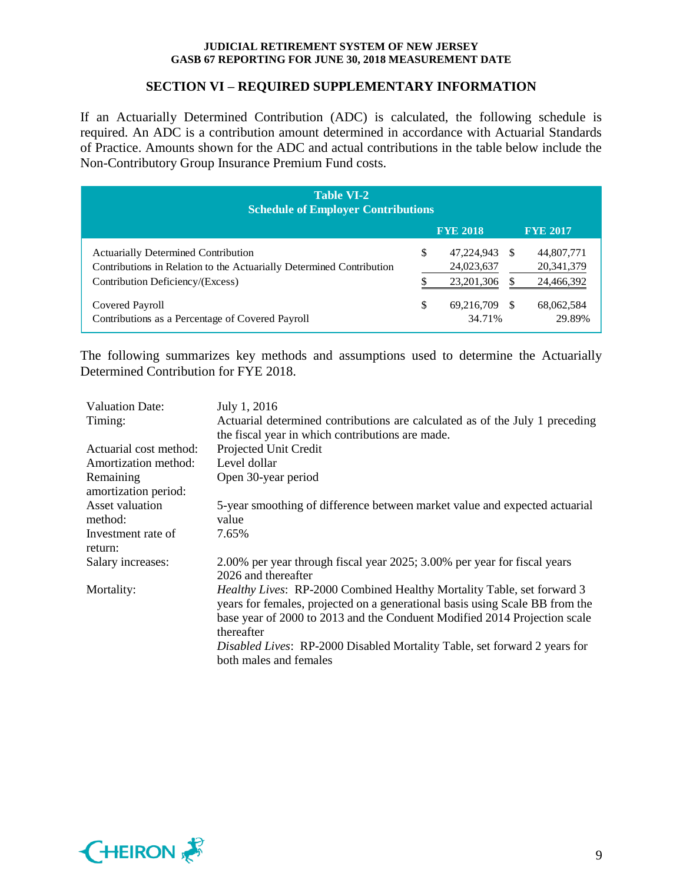## SECTION VI – REQUIRED SUPPLEMENTARY INFORMATION

If an Actuarially Determined Contribution (ADC) is calculated, the following schedule is required. An ADC is a contribution amount determined in accordance with Actuarial Standards of Practice. Amounts shown for the ADC and actual contributions in the table below include the Non-Contributory Group Insurance Premium Fund costs.

**Table VI-2**
**Schedule of Employer Contributions**

| | FYE 2018 | FYE 2017 |
|---|---|---|
| Actuarially Determined Contribution | $ 47,224,943 | $ 44,807,771 |
| Contributions in Relation to the Actuarially Determined Contribution | 24,023,637 | 20,341,379 |
| Contribution Deficiency/(Excess) | $ 23,201,306 | $ 24,466,392 |
| Covered Payroll | $ 69,216,709 | $ 68,062,584 |
| Contributions as a Percentage of Covered Payroll | 34.71% | 29.89% |

The following summarizes key methods and assumptions used to determine the Actuarially Determined Contribution for FYE 2018.

| | |
|---|---|
| Valuation Date: | July 1, 2016 |
| Timing: | Actuarial determined contributions are calculated as of the July 1 preceding the fiscal year in which contributions are made. |
| Actuarial cost method: | Projected Unit Credit |
| Amortization method: | Level dollar |
| Remaining amortization period: | Open 30-year period |
| Asset valuation method: | 5-year smoothing of difference between market value and expected actuarial value |
| Investment rate of return: | 7.65% |
| Salary increases: | 2.00% per year through fiscal year 2025; 3.00% per year for fiscal years 2026 and thereafter |
| Mortality: | *Healthy Lives*: RP-2000 Combined Healthy Mortality Table, set forward 3 years for females, projected on a generational basis using Scale BB from the base year of 2000 to 2013 and the Conduent Modified 2014 Projection scale thereafter<br>*Disabled Lives*: RP-2000 Disabled Mortality Table, set forward 2 years for both males and females |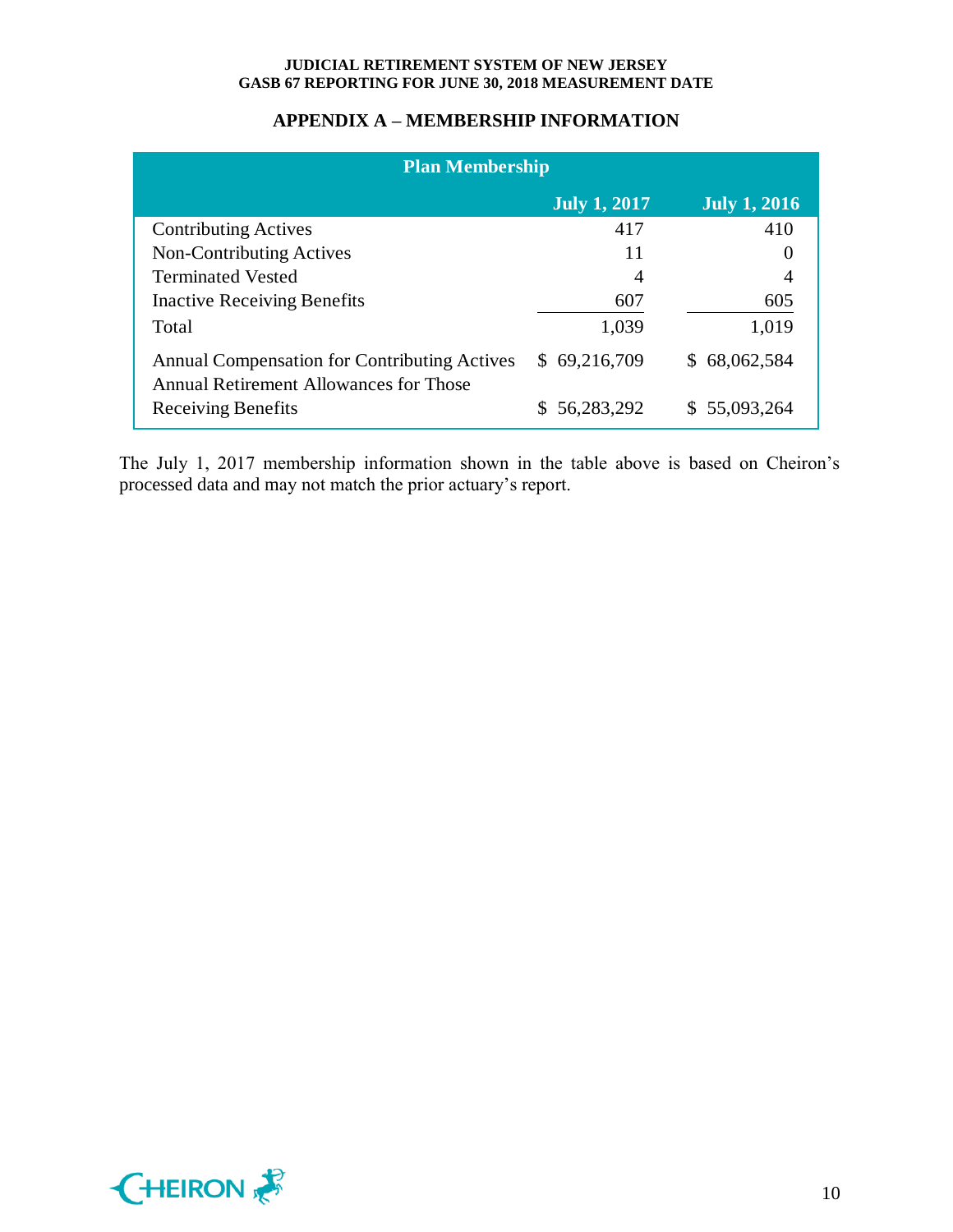## APPENDIX A – MEMBERSHIP INFORMATION

| Plan Membership | | |
|---|---|---|
| | **July 1, 2017** | **July 1, 2016** |
| Contributing Actives | 417 | 410 |
| Non-Contributing Actives | 11 | 0 |
| Terminated Vested | 4 | 4 |
| Inactive Receiving Benefits | 607 | 605 |
| Total | 1,039 | 1,019 |
| Annual Compensation for Contributing Actives | $ 69,216,709 | $ 68,062,584 |
| Annual Retirement Allowances for Those Receiving Benefits | $ 56,283,292 | $ 55,093,264 |

The July 1, 2017 membership information shown in the table above is based on Cheiron's processed data and may not match the prior actuary's report.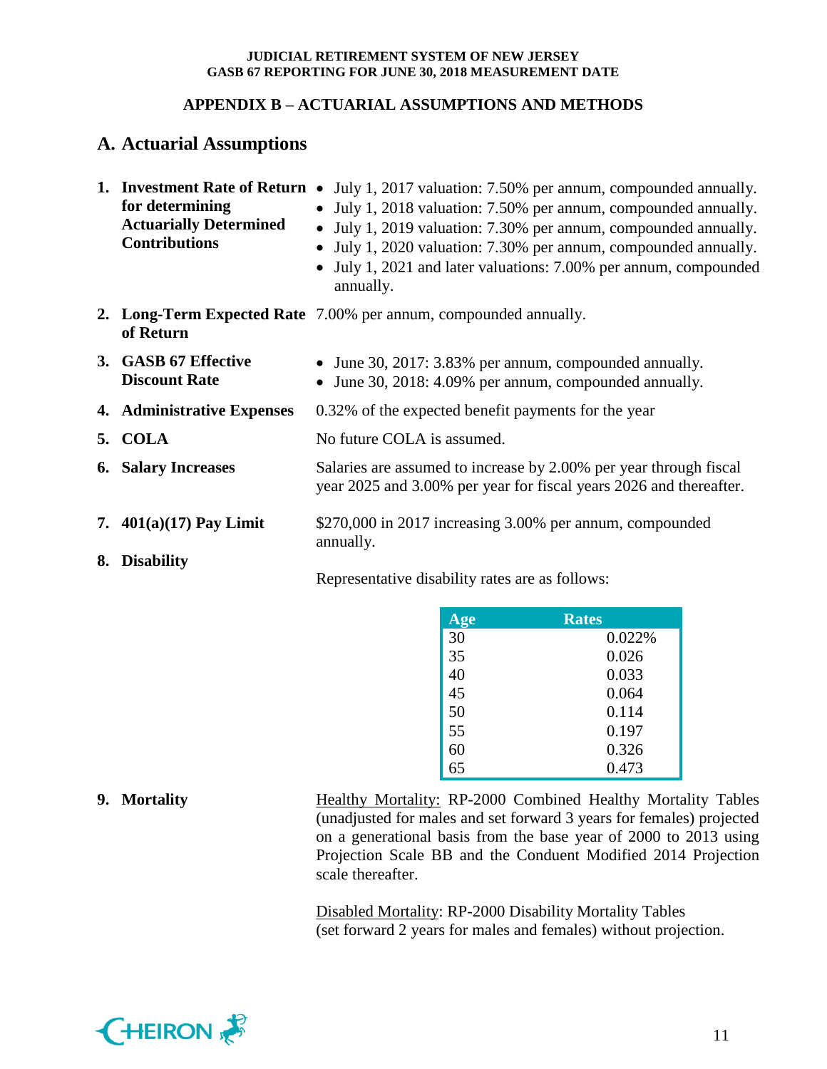## APPENDIX B – ACTUARIAL ASSUMPTIONS AND METHODS

### A. Actuarial Assumptions

1. **Investment Rate of Return for determining Actuarially Determined Contributions**
   - July 1, 2017 valuation: 7.50% per annum, compounded annually.
   - July 1, 2018 valuation: 7.50% per annum, compounded annually.
   - July 1, 2019 valuation: 7.30% per annum, compounded annually.
   - July 1, 2020 valuation: 7.30% per annum, compounded annually.
   - July 1, 2021 and later valuations: 7.00% per annum, compounded annually.

2. **Long-Term Expected Rate of Return**
   7.00% per annum, compounded annually.

3. **GASB 67 Effective Discount Rate**
   - June 30, 2017: 3.83% per annum, compounded annually.
   - June 30, 2018: 4.09% per annum, compounded annually.

4. **Administrative Expenses**
   0.32% of the expected benefit payments for the year

5. **COLA**
   No future COLA is assumed.

6. **Salary Increases**
   Salaries are assumed to increase by 2.00% per year through fiscal year 2025 and 3.00% per year for fiscal years 2026 and thereafter.

7. **401(a)(17) Pay Limit**
   $270,000 in 2017 increasing 3.00% per annum, compounded annually.

8. **Disability**

   Representative disability rates are as follows:

| Age | Rates |
|---|---|
| 30 | 0.022% |
| 35 | 0.026 |
| 40 | 0.033 |
| 45 | 0.064 |
| 50 | 0.114 |
| 55 | 0.197 |
| 60 | 0.326 |
| 65 | 0.473 |

9. **Mortality**

   Healthy Mortality: RP-2000 Combined Healthy Mortality Tables (unadjusted for males and set forward 3 years for females) projected on a generational basis from the base year of 2000 to 2013 using Projection Scale BB and the Conduent Modified 2014 Projection scale thereafter.

   Disabled Mortality: RP-2000 Disability Mortality Tables (set forward 2 years for males and females) without projection.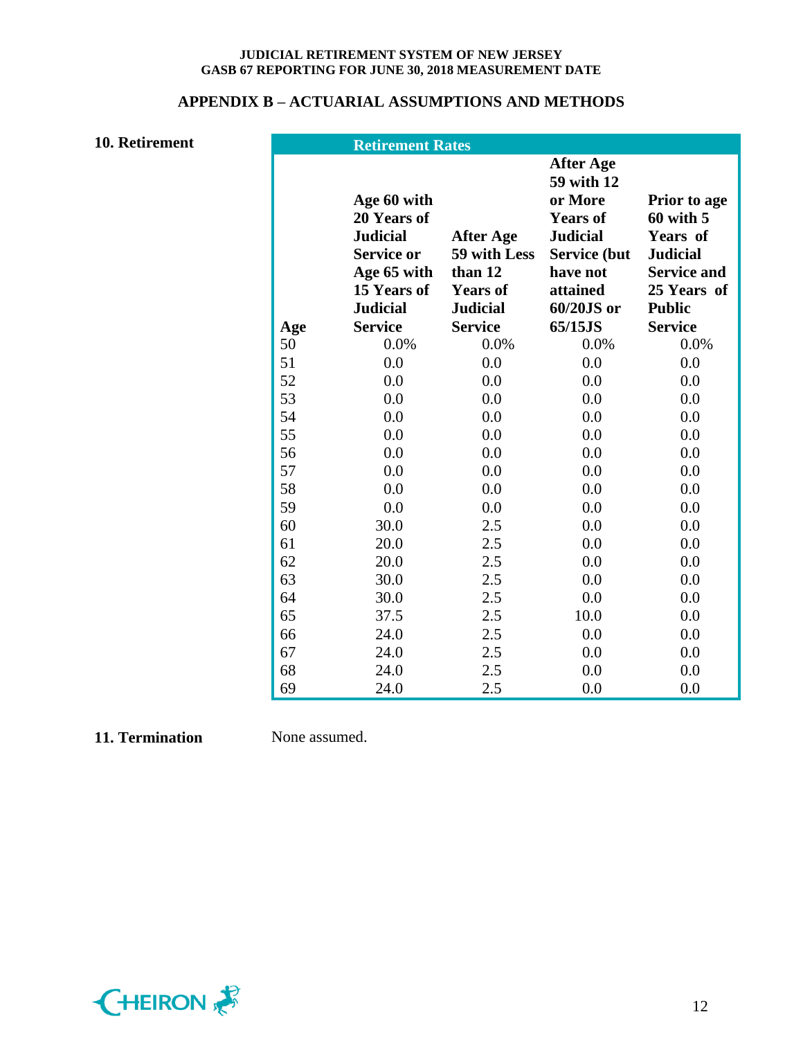## APPENDIX B – ACTUARIAL ASSUMPTIONS AND METHODS

**10. Retirement**

| Retirement Rates | | | | |
|---|---|---|---|---|
| Age | Age 60 with 20 Years of Judicial Service or Age 65 with 15 Years of Judicial Service | After Age 59 with Less than 12 Years of Judicial Service | After Age 59 with 12 or More Years of Judicial Service (but have not attained 60/20JS or 65/15JS | Prior to age 60 with 5 Years of Judicial Service and 25 Years of Public Service |
| 50 | 0.0% | 0.0% | 0.0% | 0.0% |
| 51 | 0.0 | 0.0 | 0.0 | 0.0 |
| 52 | 0.0 | 0.0 | 0.0 | 0.0 |
| 53 | 0.0 | 0.0 | 0.0 | 0.0 |
| 54 | 0.0 | 0.0 | 0.0 | 0.0 |
| 55 | 0.0 | 0.0 | 0.0 | 0.0 |
| 56 | 0.0 | 0.0 | 0.0 | 0.0 |
| 57 | 0.0 | 0.0 | 0.0 | 0.0 |
| 58 | 0.0 | 0.0 | 0.0 | 0.0 |
| 59 | 0.0 | 0.0 | 0.0 | 0.0 |
| 60 | 30.0 | 2.5 | 0.0 | 0.0 |
| 61 | 20.0 | 2.5 | 0.0 | 0.0 |
| 62 | 20.0 | 2.5 | 0.0 | 0.0 |
| 63 | 30.0 | 2.5 | 0.0 | 0.0 |
| 64 | 30.0 | 2.5 | 0.0 | 0.0 |
| 65 | 37.5 | 2.5 | 10.0 | 0.0 |
| 66 | 24.0 | 2.5 | 0.0 | 0.0 |
| 67 | 24.0 | 2.5 | 0.0 | 0.0 |
| 68 | 24.0 | 2.5 | 0.0 | 0.0 |
| 69 | 24.0 | 2.5 | 0.0 | 0.0 |

**11. Termination**

None assumed.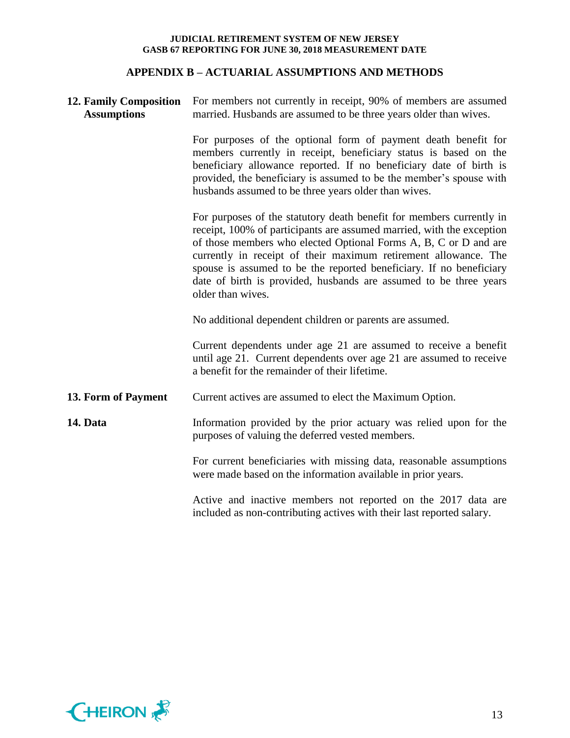## APPENDIX B – ACTUARIAL ASSUMPTIONS AND METHODS

**12. Family Composition Assumptions**

For members not currently in receipt, 90% of members are assumed married. Husbands are assumed to be three years older than wives.

For purposes of the optional form of payment death benefit for members currently in receipt, beneficiary status is based on the beneficiary allowance reported. If no beneficiary date of birth is provided, the beneficiary is assumed to be the member's spouse with husbands assumed to be three years older than wives.

For purposes of the statutory death benefit for members currently in receipt, 100% of participants are assumed married, with the exception of those members who elected Optional Forms A, B, C or D and are currently in receipt of their maximum retirement allowance. The spouse is assumed to be the reported beneficiary. If no beneficiary date of birth is provided, husbands are assumed to be three years older than wives.

No additional dependent children or parents are assumed.

Current dependents under age 21 are assumed to receive a benefit until age 21. Current dependents over age 21 are assumed to receive a benefit for the remainder of their lifetime.

**13. Form of Payment**

Current actives are assumed to elect the Maximum Option.

**14. Data**

Information provided by the prior actuary was relied upon for the purposes of valuing the deferred vested members.

For current beneficiaries with missing data, reasonable assumptions were made based on the information available in prior years.

Active and inactive members not reported on the 2017 data are included as non-contributing actives with their last reported salary.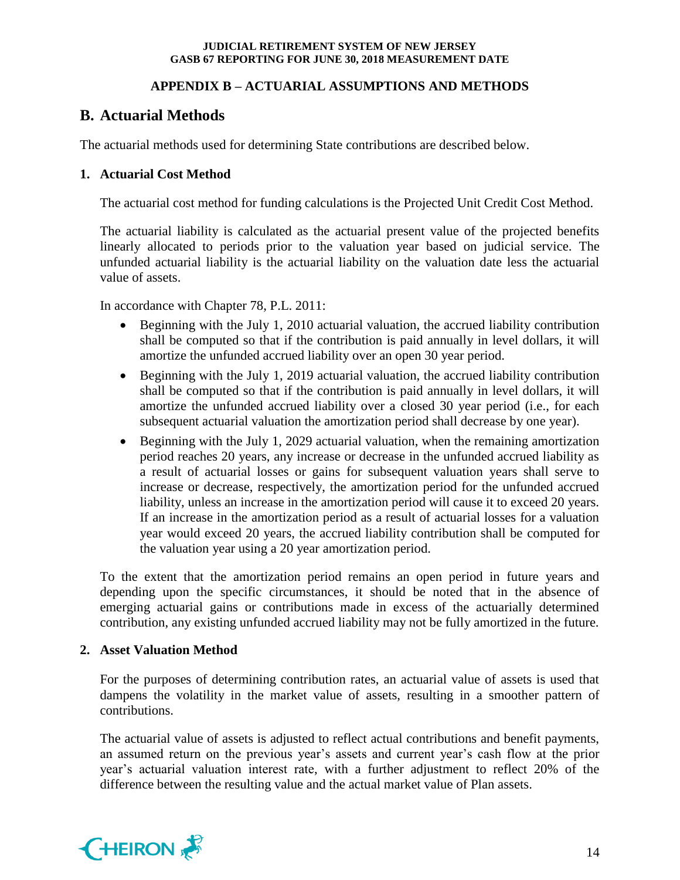## APPENDIX B – ACTUARIAL ASSUMPTIONS AND METHODS

## B. Actuarial Methods

The actuarial methods used for determining State contributions are described below.

### 1. Actuarial Cost Method

The actuarial cost method for funding calculations is the Projected Unit Credit Cost Method.

The actuarial liability is calculated as the actuarial present value of the projected benefits linearly allocated to periods prior to the valuation year based on judicial service. The unfunded actuarial liability is the actuarial liability on the valuation date less the actuarial value of assets.

In accordance with Chapter 78, P.L. 2011:

- Beginning with the July 1, 2010 actuarial valuation, the accrued liability contribution shall be computed so that if the contribution is paid annually in level dollars, it will amortize the unfunded accrued liability over an open 30 year period.
- Beginning with the July 1, 2019 actuarial valuation, the accrued liability contribution shall be computed so that if the contribution is paid annually in level dollars, it will amortize the unfunded accrued liability over a closed 30 year period (i.e., for each subsequent actuarial valuation the amortization period shall decrease by one year).
- Beginning with the July 1, 2029 actuarial valuation, when the remaining amortization period reaches 20 years, any increase or decrease in the unfunded accrued liability as a result of actuarial losses or gains for subsequent valuation years shall serve to increase or decrease, respectively, the amortization period for the unfunded accrued liability, unless an increase in the amortization period will cause it to exceed 20 years. If an increase in the amortization period as a result of actuarial losses for a valuation year would exceed 20 years, the accrued liability contribution shall be computed for the valuation year using a 20 year amortization period.

To the extent that the amortization period remains an open period in future years and depending upon the specific circumstances, it should be noted that in the absence of emerging actuarial gains or contributions made in excess of the actuarially determined contribution, any existing unfunded accrued liability may not be fully amortized in the future.

### 2. Asset Valuation Method

For the purposes of determining contribution rates, an actuarial value of assets is used that dampens the volatility in the market value of assets, resulting in a smoother pattern of contributions.

The actuarial value of assets is adjusted to reflect actual contributions and benefit payments, an assumed return on the previous year's assets and current year's cash flow at the prior year's actuarial valuation interest rate, with a further adjustment to reflect 20% of the difference between the resulting value and the actual market value of Plan assets.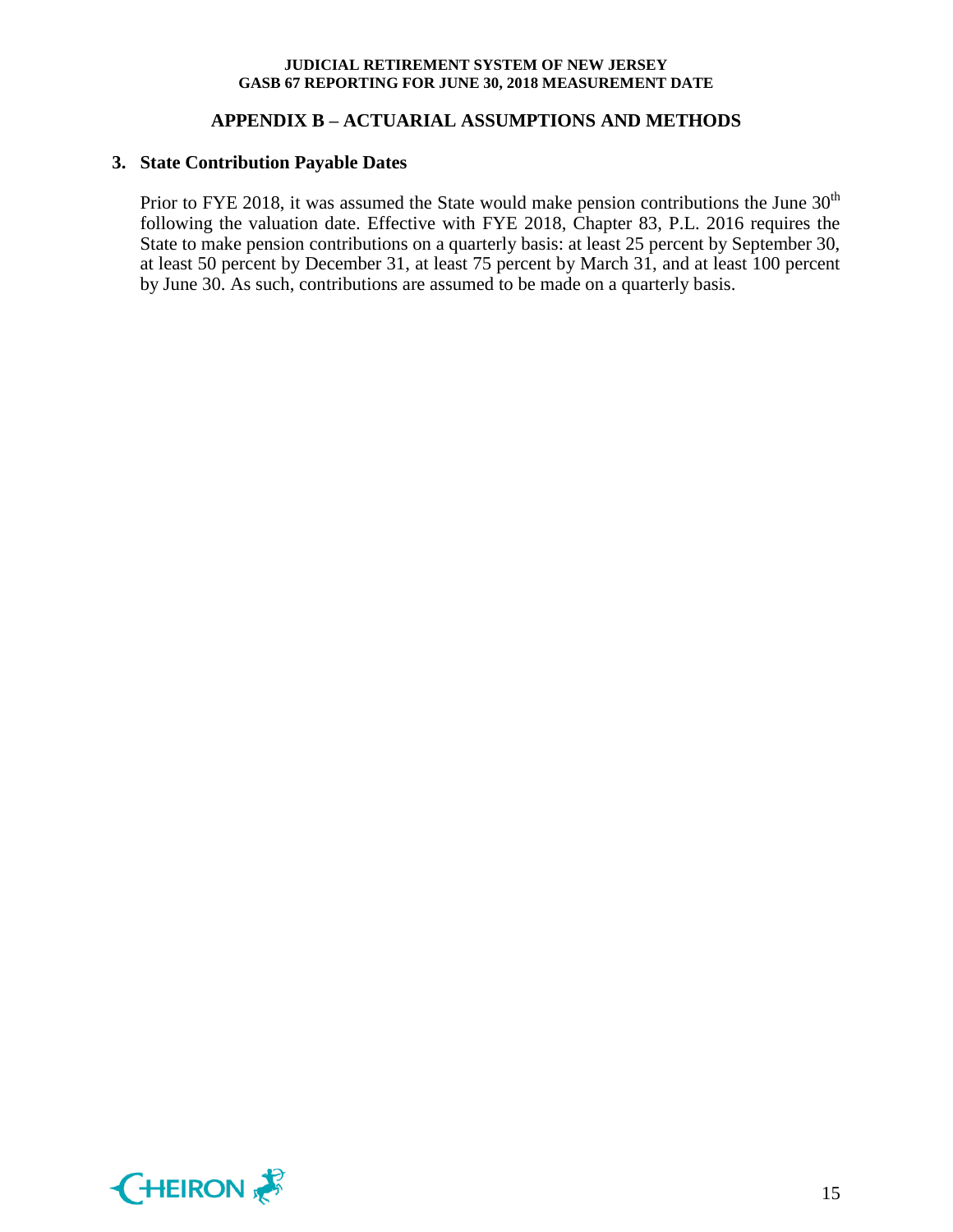## APPENDIX B – ACTUARIAL ASSUMPTIONS AND METHODS

### 3. State Contribution Payable Dates

Prior to FYE 2018, it was assumed the State would make pension contributions the June 30th following the valuation date. Effective with FYE 2018, Chapter 83, P.L. 2016 requires the State to make pension contributions on a quarterly basis: at least 25 percent by September 30, at least 50 percent by December 31, at least 75 percent by March 31, and at least 100 percent by June 30. As such, contributions are assumed to be made on a quarterly basis.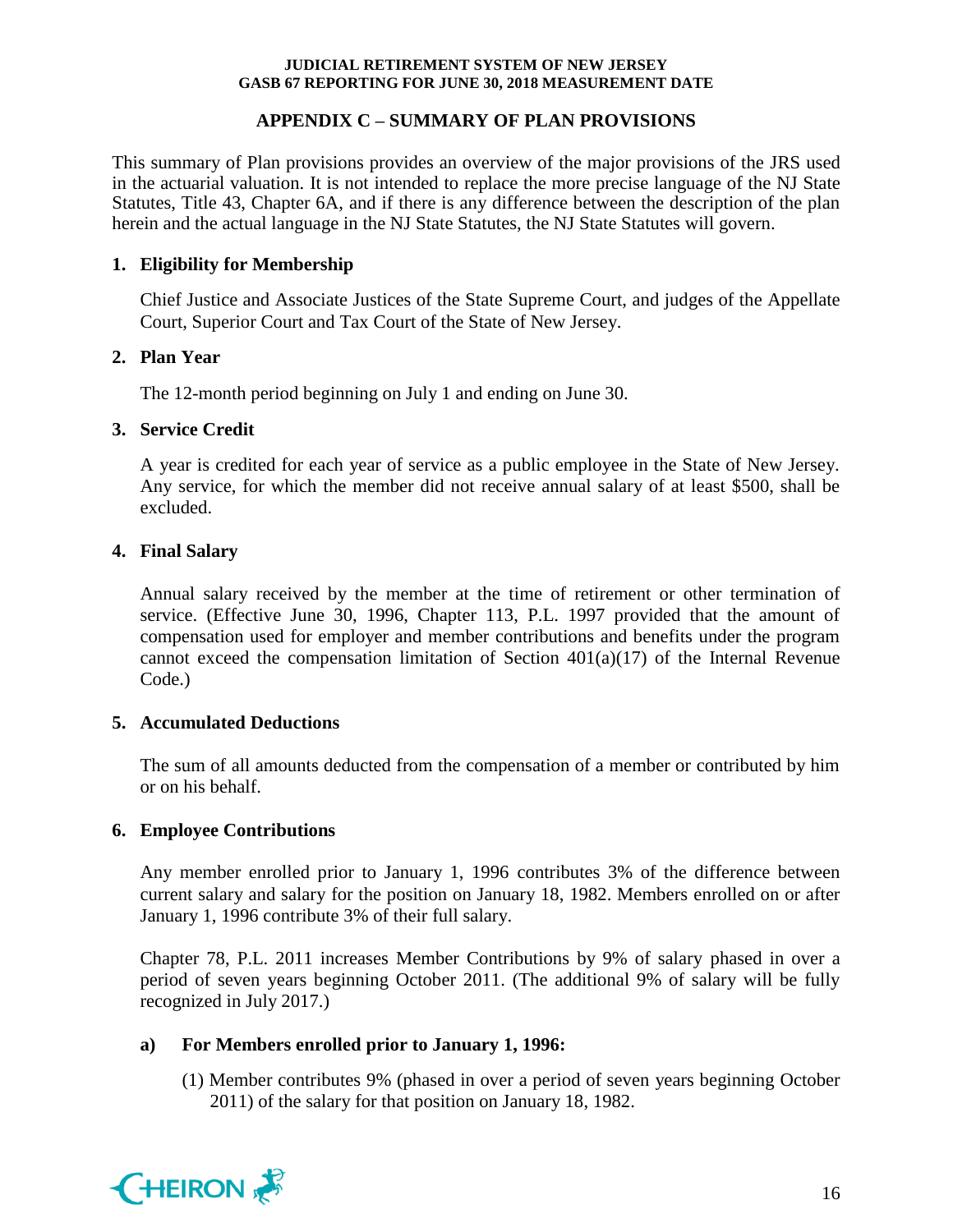## APPENDIX C – SUMMARY OF PLAN PROVISIONS

This summary of Plan provisions provides an overview of the major provisions of the JRS used in the actuarial valuation. It is not intended to replace the more precise language of the NJ State Statutes, Title 43, Chapter 6A, and if there is any difference between the description of the plan herein and the actual language in the NJ State Statutes, the NJ State Statutes will govern.

### 1. Eligibility for Membership

Chief Justice and Associate Justices of the State Supreme Court, and judges of the Appellate Court, Superior Court and Tax Court of the State of New Jersey.

### 2. Plan Year

The 12-month period beginning on July 1 and ending on June 30.

### 3. Service Credit

A year is credited for each year of service as a public employee in the State of New Jersey. Any service, for which the member did not receive annual salary of at least $500, shall be excluded.

### 4. Final Salary

Annual salary received by the member at the time of retirement or other termination of service. (Effective June 30, 1996, Chapter 113, P.L. 1997 provided that the amount of compensation used for employer and member contributions and benefits under the program cannot exceed the compensation limitation of Section 401(a)(17) of the Internal Revenue Code.)

### 5. Accumulated Deductions

The sum of all amounts deducted from the compensation of a member or contributed by him or on his behalf.

### 6. Employee Contributions

Any member enrolled prior to January 1, 1996 contributes 3% of the difference between current salary and salary for the position on January 18, 1982. Members enrolled on or after January 1, 1996 contribute 3% of their full salary.

Chapter 78, P.L. 2011 increases Member Contributions by 9% of salary phased in over a period of seven years beginning October 2011. (The additional 9% of salary will be fully recognized in July 2017.)

**a) For Members enrolled prior to January 1, 1996:**

(1) Member contributes 9% (phased in over a period of seven years beginning October 2011) of the salary for that position on January 18, 1982.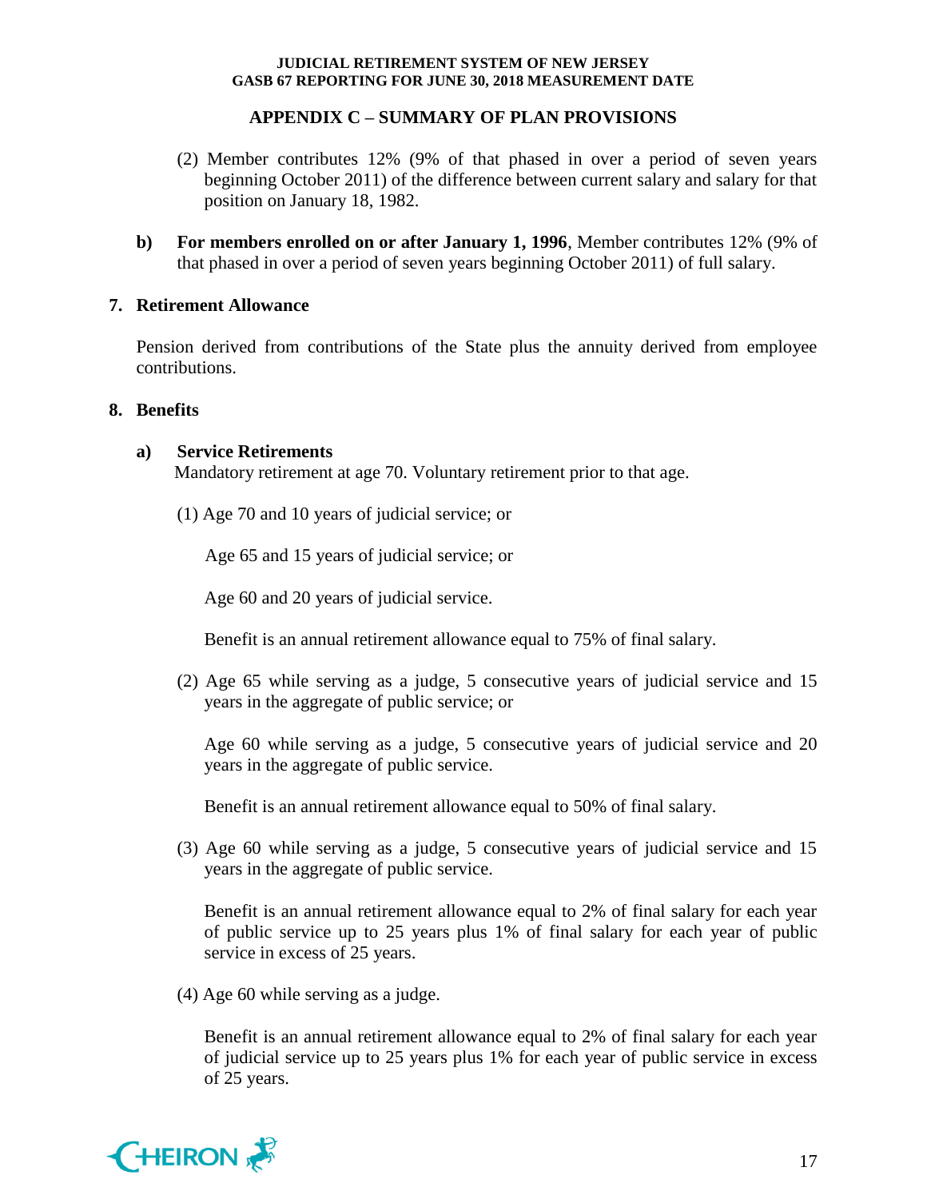## APPENDIX C – SUMMARY OF PLAN PROVISIONS

(2) Member contributes 12% (9% of that phased in over a period of seven years beginning October 2011) of the difference between current salary and salary for that position on January 18, 1982.

**b) For members enrolled on or after January 1, 1996**, Member contributes 12% (9% of that phased in over a period of seven years beginning October 2011) of full salary.

### 7. Retirement Allowance

Pension derived from contributions of the State plus the annuity derived from employee contributions.

### 8. Benefits

**a) Service Retirements**

Mandatory retirement at age 70. Voluntary retirement prior to that age.

(1) Age 70 and 10 years of judicial service; or

Age 65 and 15 years of judicial service; or

Age 60 and 20 years of judicial service.

Benefit is an annual retirement allowance equal to 75% of final salary.

(2) Age 65 while serving as a judge, 5 consecutive years of judicial service and 15 years in the aggregate of public service; or

Age 60 while serving as a judge, 5 consecutive years of judicial service and 20 years in the aggregate of public service.

Benefit is an annual retirement allowance equal to 50% of final salary.

(3) Age 60 while serving as a judge, 5 consecutive years of judicial service and 15 years in the aggregate of public service.

Benefit is an annual retirement allowance equal to 2% of final salary for each year of public service up to 25 years plus 1% of final salary for each year of public service in excess of 25 years.

(4) Age 60 while serving as a judge.

Benefit is an annual retirement allowance equal to 2% of final salary for each year of judicial service up to 25 years plus 1% for each year of public service in excess of 25 years.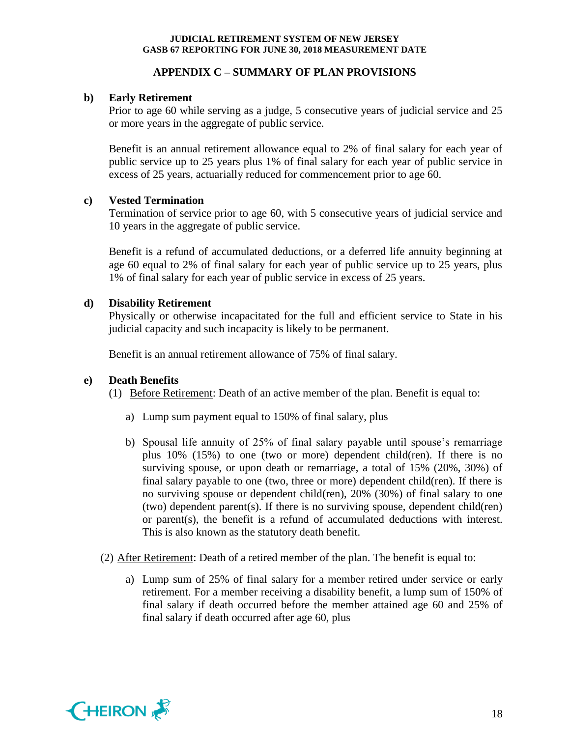## APPENDIX C – SUMMARY OF PLAN PROVISIONS

**b) Early Retirement**

Prior to age 60 while serving as a judge, 5 consecutive years of judicial service and 25 or more years in the aggregate of public service.

Benefit is an annual retirement allowance equal to 2% of final salary for each year of public service up to 25 years plus 1% of final salary for each year of public service in excess of 25 years, actuarially reduced for commencement prior to age 60.

**c) Vested Termination**

Termination of service prior to age 60, with 5 consecutive years of judicial service and 10 years in the aggregate of public service.

Benefit is a refund of accumulated deductions, or a deferred life annuity beginning at age 60 equal to 2% of final salary for each year of public service up to 25 years, plus 1% of final salary for each year of public service in excess of 25 years.

**d) Disability Retirement**

Physically or otherwise incapacitated for the full and efficient service to State in his judicial capacity and such incapacity is likely to be permanent.

Benefit is an annual retirement allowance of 75% of final salary.

**e) Death Benefits**

(1) Before Retirement: Death of an active member of the plan. Benefit is equal to:

a) Lump sum payment equal to 150% of final salary, plus

b) Spousal life annuity of 25% of final salary payable until spouse's remarriage plus 10% (15%) to one (two or more) dependent child(ren). If there is no surviving spouse, or upon death or remarriage, a total of 15% (20%, 30%) of final salary payable to one (two, three or more) dependent child(ren). If there is no surviving spouse or dependent child(ren), 20% (30%) of final salary to one (two) dependent parent(s). If there is no surviving spouse, dependent child(ren) or parent(s), the benefit is a refund of accumulated deductions with interest. This is also known as the statutory death benefit.

(2) After Retirement: Death of a retired member of the plan. The benefit is equal to:

a) Lump sum of 25% of final salary for a member retired under service or early retirement. For a member receiving a disability benefit, a lump sum of 150% of final salary if death occurred before the member attained age 60 and 25% of final salary if death occurred after age 60, plus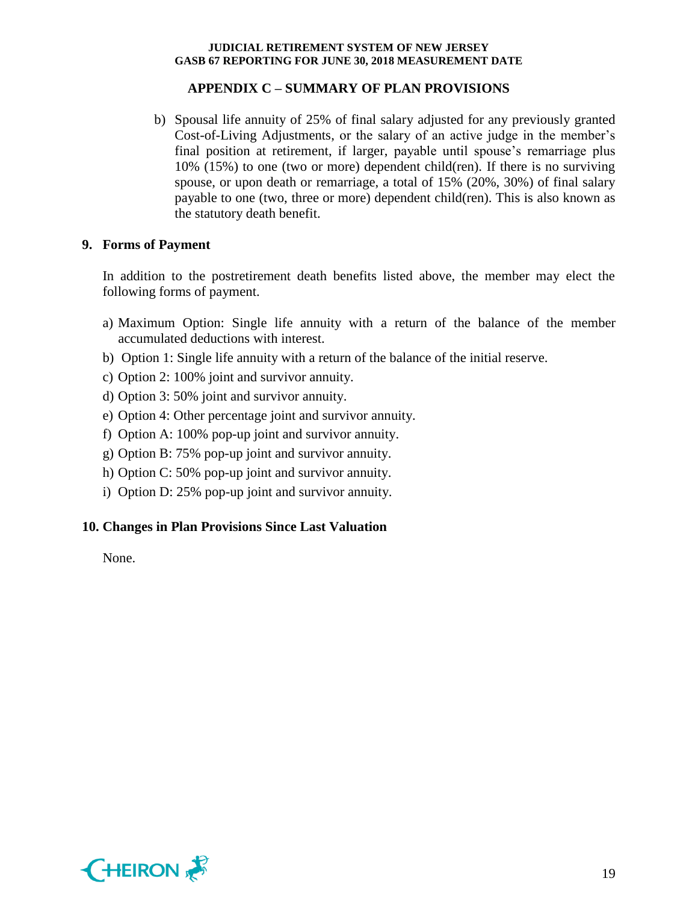## APPENDIX C – SUMMARY OF PLAN PROVISIONS

b) Spousal life annuity of 25% of final salary adjusted for any previously granted Cost-of-Living Adjustments, or the salary of an active judge in the member's final position at retirement, if larger, payable until spouse's remarriage plus 10% (15%) to one (two or more) dependent child(ren). If there is no surviving spouse, or upon death or remarriage, a total of 15% (20%, 30%) of final salary payable to one (two, three or more) dependent child(ren). This is also known as the statutory death benefit.

### 9. Forms of Payment

In addition to the postretirement death benefits listed above, the member may elect the following forms of payment.

a) Maximum Option: Single life annuity with a return of the balance of the member accumulated deductions with interest.
b) Option 1: Single life annuity with a return of the balance of the initial reserve.
c) Option 2: 100% joint and survivor annuity.
d) Option 3: 50% joint and survivor annuity.
e) Option 4: Other percentage joint and survivor annuity.
f) Option A: 100% pop-up joint and survivor annuity.
g) Option B: 75% pop-up joint and survivor annuity.
h) Option C: 50% pop-up joint and survivor annuity.
i) Option D: 25% pop-up joint and survivor annuity.

### 10. Changes in Plan Provisions Since Last Valuation

None.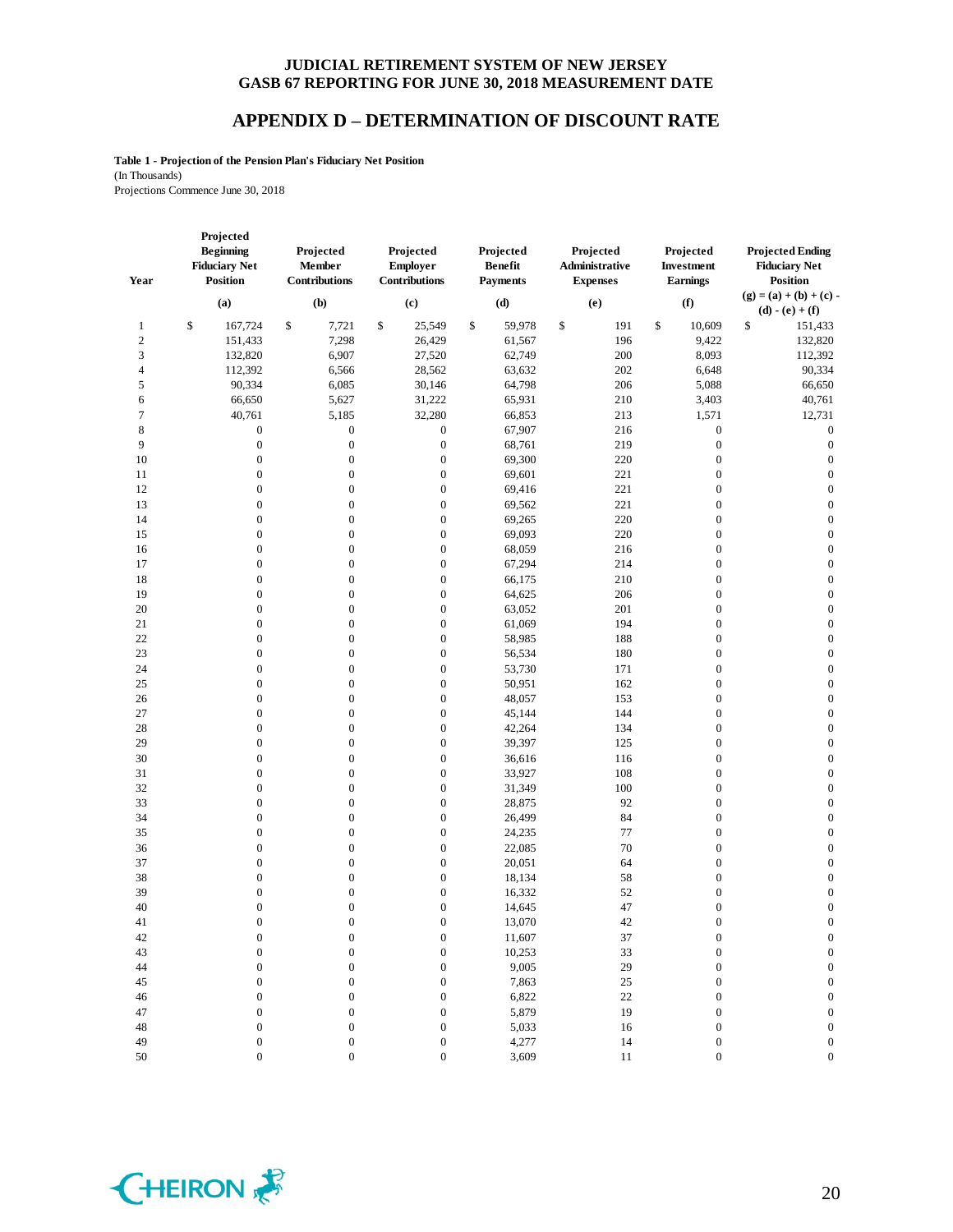# JUDICIAL RETIREMENT SYSTEM OF NEW JERSEY
# GASB 67 REPORTING FOR JUNE 30, 2018 MEASUREMENT DATE

## APPENDIX D – DETERMINATION OF DISCOUNT RATE

**Table 1 - Projection of the Pension Plan's Fiduciary Net Position**
(In Thousands)
Projections Commence June 30, 2018

| Year | Projected Beginning Fiduciary Net Position | Projected Member Contributions | Projected Employer Contributions | Projected Benefit Payments | Projected Administrative Expenses | Projected Investment Earnings | Projected Ending Fiduciary Net Position |
|---|---|---|---|---|---|---|---|
| | (a) | (b) | (c) | (d) | (e) | (f) | (g) = (a) + (b) + (c) - (d) - (e) + (f) |
| 1 | $ 167,724 | $ 7,721 | $ 25,549 | $ 59,978 | $ 191 | $ 10,609 | $ 151,433 |
| 2 | 151,433 | 7,298 | 26,429 | 61,567 | 196 | 9,422 | 132,820 |
| 3 | 132,820 | 6,907 | 27,520 | 62,749 | 200 | 8,093 | 112,392 |
| 4 | 112,392 | 6,566 | 28,562 | 63,632 | 202 | 6,648 | 90,334 |
| 5 | 90,334 | 6,085 | 30,146 | 64,798 | 206 | 5,088 | 66,650 |
| 6 | 66,650 | 5,627 | 31,222 | 65,931 | 210 | 3,403 | 40,761 |
| 7 | 40,761 | 5,185 | 32,280 | 66,853 | 213 | 1,571 | 12,731 |
| 8 | 0 | 0 | 0 | 67,907 | 216 | 0 | 0 |
| 9 | 0 | 0 | 0 | 68,761 | 219 | 0 | 0 |
| 10 | 0 | 0 | 0 | 69,300 | 220 | 0 | 0 |
| 11 | 0 | 0 | 0 | 69,601 | 221 | 0 | 0 |
| 12 | 0 | 0 | 0 | 69,416 | 221 | 0 | 0 |
| 13 | 0 | 0 | 0 | 69,562 | 221 | 0 | 0 |
| 14 | 0 | 0 | 0 | 69,265 | 220 | 0 | 0 |
| 15 | 0 | 0 | 0 | 69,093 | 220 | 0 | 0 |
| 16 | 0 | 0 | 0 | 68,059 | 216 | 0 | 0 |
| 17 | 0 | 0 | 0 | 67,294 | 214 | 0 | 0 |
| 18 | 0 | 0 | 0 | 66,175 | 210 | 0 | 0 |
| 19 | 0 | 0 | 0 | 64,625 | 206 | 0 | 0 |
| 20 | 0 | 0 | 0 | 63,052 | 201 | 0 | 0 |
| 21 | 0 | 0 | 0 | 61,069 | 194 | 0 | 0 |
| 22 | 0 | 0 | 0 | 58,985 | 188 | 0 | 0 |
| 23 | 0 | 0 | 0 | 56,534 | 180 | 0 | 0 |
| 24 | 0 | 0 | 0 | 53,730 | 171 | 0 | 0 |
| 25 | 0 | 0 | 0 | 50,951 | 162 | 0 | 0 |
| 26 | 0 | 0 | 0 | 48,057 | 153 | 0 | 0 |
| 27 | 0 | 0 | 0 | 45,144 | 144 | 0 | 0 |
| 28 | 0 | 0 | 0 | 42,264 | 134 | 0 | 0 |
| 29 | 0 | 0 | 0 | 39,397 | 125 | 0 | 0 |
| 30 | 0 | 0 | 0 | 36,616 | 116 | 0 | 0 |
| 31 | 0 | 0 | 0 | 33,927 | 108 | 0 | 0 |
| 32 | 0 | 0 | 0 | 31,349 | 100 | 0 | 0 |
| 33 | 0 | 0 | 0 | 28,875 | 92 | 0 | 0 |
| 34 | 0 | 0 | 0 | 26,499 | 84 | 0 | 0 |
| 35 | 0 | 0 | 0 | 24,235 | 77 | 0 | 0 |
| 36 | 0 | 0 | 0 | 22,085 | 70 | 0 | 0 |
| 37 | 0 | 0 | 0 | 20,051 | 64 | 0 | 0 |
| 38 | 0 | 0 | 0 | 18,134 | 58 | 0 | 0 |
| 39 | 0 | 0 | 0 | 16,332 | 52 | 0 | 0 |
| 40 | 0 | 0 | 0 | 14,645 | 47 | 0 | 0 |
| 41 | 0 | 0 | 0 | 13,070 | 42 | 0 | 0 |
| 42 | 0 | 0 | 0 | 11,607 | 37 | 0 | 0 |
| 43 | 0 | 0 | 0 | 10,253 | 33 | 0 | 0 |
| 44 | 0 | 0 | 0 | 9,005 | 29 | 0 | 0 |
| 45 | 0 | 0 | 0 | 7,863 | 25 | 0 | 0 |
| 46 | 0 | 0 | 0 | 6,822 | 22 | 0 | 0 |
| 47 | 0 | 0 | 0 | 5,879 | 19 | 0 | 0 |
| 48 | 0 | 0 | 0 | 5,033 | 16 | 0 | 0 |
| 49 | 0 | 0 | 0 | 4,277 | 14 | 0 | 0 |
| 50 | 0 | 0 | 0 | 3,609 | 11 | 0 | 0 |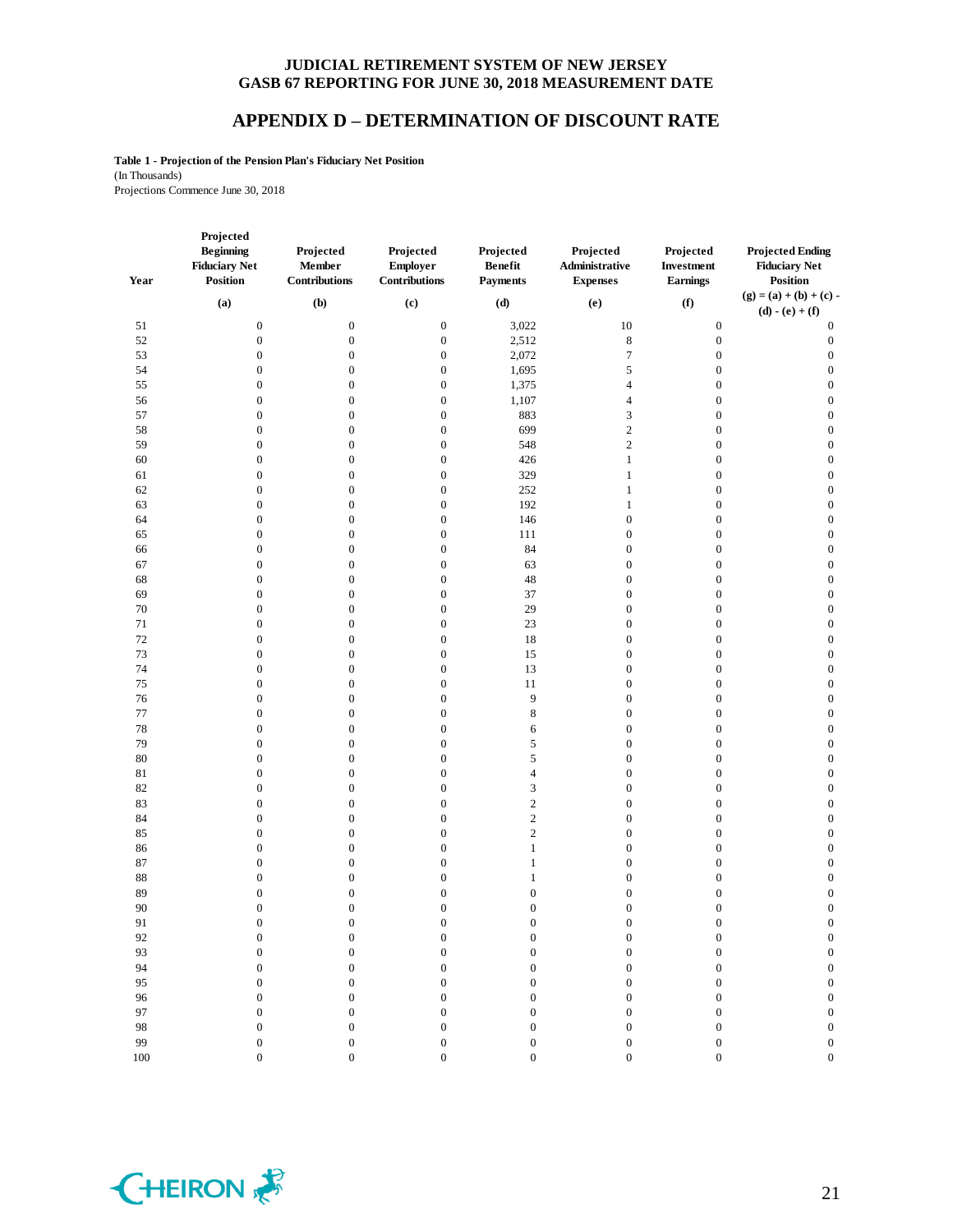# APPENDIX D – DETERMINATION OF DISCOUNT RATE

**Table 1 - Projection of the Pension Plan's Fiduciary Net Position**
(In Thousands)
Projections Commence June 30, 2018

| Year | Projected Beginning Fiduciary Net Position | Projected Member Contributions | Projected Employer Contributions | Projected Benefit Payments | Projected Administrative Expenses | Projected Investment Earnings | Projected Ending Fiduciary Net Position |
|---|---|---|---|---|---|---|---|
| | (a) | (b) | (c) | (d) | (e) | (f) | (g) = (a) + (b) + (c) - (d) - (e) + (f) |
| 51 | 0 | 0 | 0 | 3,022 | 10 | 0 | 0 |
| 52 | 0 | 0 | 0 | 2,512 | 8 | 0 | 0 |
| 53 | 0 | 0 | 0 | 2,072 | 7 | 0 | 0 |
| 54 | 0 | 0 | 0 | 1,695 | 5 | 0 | 0 |
| 55 | 0 | 0 | 0 | 1,375 | 4 | 0 | 0 |
| 56 | 0 | 0 | 0 | 1,107 | 4 | 0 | 0 |
| 57 | 0 | 0 | 0 | 883 | 3 | 0 | 0 |
| 58 | 0 | 0 | 0 | 699 | 2 | 0 | 0 |
| 59 | 0 | 0 | 0 | 548 | 2 | 0 | 0 |
| 60 | 0 | 0 | 0 | 426 | 1 | 0 | 0 |
| 61 | 0 | 0 | 0 | 329 | 1 | 0 | 0 |
| 62 | 0 | 0 | 0 | 252 | 1 | 0 | 0 |
| 63 | 0 | 0 | 0 | 192 | 1 | 0 | 0 |
| 64 | 0 | 0 | 0 | 146 | 0 | 0 | 0 |
| 65 | 0 | 0 | 0 | 111 | 0 | 0 | 0 |
| 66 | 0 | 0 | 0 | 84 | 0 | 0 | 0 |
| 67 | 0 | 0 | 0 | 63 | 0 | 0 | 0 |
| 68 | 0 | 0 | 0 | 48 | 0 | 0 | 0 |
| 69 | 0 | 0 | 0 | 37 | 0 | 0 | 0 |
| 70 | 0 | 0 | 0 | 29 | 0 | 0 | 0 |
| 71 | 0 | 0 | 0 | 23 | 0 | 0 | 0 |
| 72 | 0 | 0 | 0 | 18 | 0 | 0 | 0 |
| 73 | 0 | 0 | 0 | 15 | 0 | 0 | 0 |
| 74 | 0 | 0 | 0 | 13 | 0 | 0 | 0 |
| 75 | 0 | 0 | 0 | 11 | 0 | 0 | 0 |
| 76 | 0 | 0 | 0 | 9 | 0 | 0 | 0 |
| 77 | 0 | 0 | 0 | 8 | 0 | 0 | 0 |
| 78 | 0 | 0 | 0 | 6 | 0 | 0 | 0 |
| 79 | 0 | 0 | 0 | 5 | 0 | 0 | 0 |
| 80 | 0 | 0 | 0 | 5 | 0 | 0 | 0 |
| 81 | 0 | 0 | 0 | 4 | 0 | 0 | 0 |
| 82 | 0 | 0 | 0 | 3 | 0 | 0 | 0 |
| 83 | 0 | 0 | 0 | 2 | 0 | 0 | 0 |
| 84 | 0 | 0 | 0 | 2 | 0 | 0 | 0 |
| 85 | 0 | 0 | 0 | 2 | 0 | 0 | 0 |
| 86 | 0 | 0 | 0 | 1 | 0 | 0 | 0 |
| 87 | 0 | 0 | 0 | 1 | 0 | 0 | 0 |
| 88 | 0 | 0 | 0 | 1 | 0 | 0 | 0 |
| 89 | 0 | 0 | 0 | 0 | 0 | 0 | 0 |
| 90 | 0 | 0 | 0 | 0 | 0 | 0 | 0 |
| 91 | 0 | 0 | 0 | 0 | 0 | 0 | 0 |
| 92 | 0 | 0 | 0 | 0 | 0 | 0 | 0 |
| 93 | 0 | 0 | 0 | 0 | 0 | 0 | 0 |
| 94 | 0 | 0 | 0 | 0 | 0 | 0 | 0 |
| 95 | 0 | 0 | 0 | 0 | 0 | 0 | 0 |
| 96 | 0 | 0 | 0 | 0 | 0 | 0 | 0 |
| 97 | 0 | 0 | 0 | 0 | 0 | 0 | 0 |
| 98 | 0 | 0 | 0 | 0 | 0 | 0 | 0 |
| 99 | 0 | 0 | 0 | 0 | 0 | 0 | 0 |
| 100 | 0 | 0 | 0 | 0 | 0 | 0 | 0 |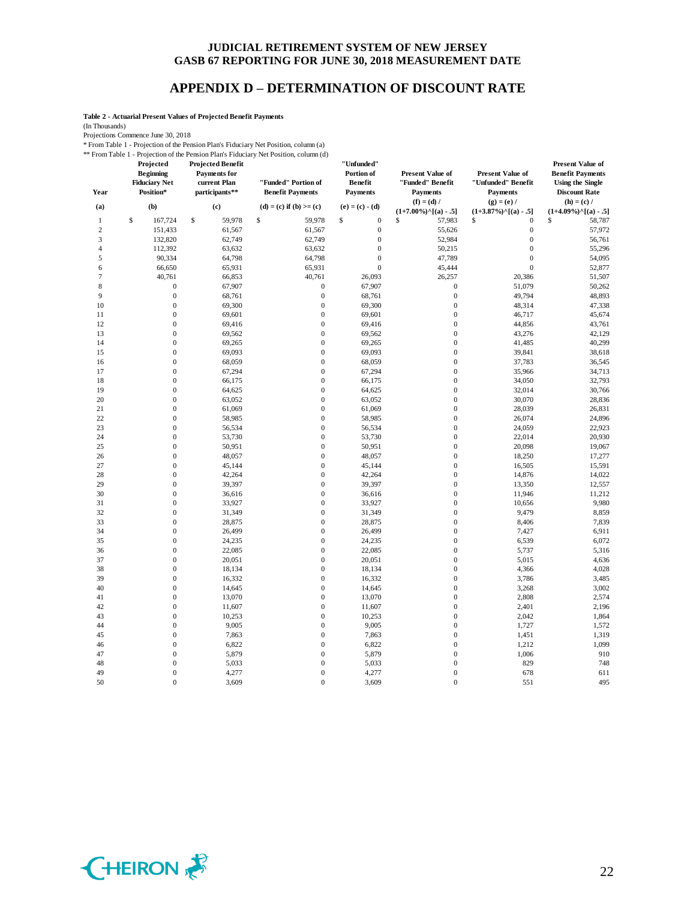## APPENDIX D – DETERMINATION OF DISCOUNT RATE

**Table 2 - Actuarial Present Values of Projected Benefit Payments**

(In Thousands)

Projections Commence June 30, 2018

\* From Table 1 - Projection of the Pension Plan's Fiduciary Net Position, column (a)

\*\* From Table 1 - Projection of the Pension Plan's Fiduciary Net Position, column (d)

| Year | Projected Beginning Fiduciary Net Position* | Projected Benefit Payments for current Plan participants** | "Funded" Portion of Benefit Payments | "Unfunded" Portion of Benefit Payments | Present Value of "Funded" Benefit Payments | Present Value of "Unfunded" Benefit Payments | Present Value of Benefit Payments Using the Single Discount Rate |
|---|---|---|---|---|---|---|---|
| (a) | (b) | (c) | (d) = (c) if (b) >= (c) | (e) = (c) - (d) | (f) = (d) / (1+7.00%)^[(a) - .5] | (g) = (e) / (1+3.87%)^[(a) - .5] | (h) = (c) / (1+4.09%)^[(a) - .5] |
| 1 | $ 167,724 | $ 59,978 | $ 59,978 | $ 0 | $ 57,983 | $ 0 | $ 58,787 |
| 2 | 151,433 | 61,567 | 61,567 | 0 | 55,626 | 0 | 57,972 |
| 3 | 132,820 | 62,749 | 62,749 | 0 | 52,984 | 0 | 56,761 |
| 4 | 112,392 | 63,632 | 63,632 | 0 | 50,215 | 0 | 55,296 |
| 5 | 90,334 | 64,798 | 64,798 | 0 | 47,789 | 0 | 54,095 |
| 6 | 66,650 | 65,931 | 65,931 | 0 | 45,444 | 0 | 52,877 |
| 7 | 40,761 | 66,853 | 40,761 | 26,093 | 26,257 | 20,386 | 51,507 |
| 8 | 0 | 67,907 | 0 | 67,907 | 0 | 51,079 | 50,262 |
| 9 | 0 | 68,761 | 0 | 68,761 | 0 | 49,794 | 48,893 |
| 10 | 0 | 69,300 | 0 | 69,300 | 0 | 48,314 | 47,338 |
| 11 | 0 | 69,601 | 0 | 69,601 | 0 | 46,717 | 45,674 |
| 12 | 0 | 69,416 | 0 | 69,416 | 0 | 44,856 | 43,761 |
| 13 | 0 | 69,562 | 0 | 69,562 | 0 | 43,276 | 42,129 |
| 14 | 0 | 69,265 | 0 | 69,265 | 0 | 41,485 | 40,299 |
| 15 | 0 | 69,093 | 0 | 69,093 | 0 | 39,841 | 38,618 |
| 16 | 0 | 68,059 | 0 | 68,059 | 0 | 37,783 | 36,545 |
| 17 | 0 | 67,294 | 0 | 67,294 | 0 | 35,966 | 34,713 |
| 18 | 0 | 66,175 | 0 | 66,175 | 0 | 34,050 | 32,793 |
| 19 | 0 | 64,625 | 0 | 64,625 | 0 | 32,014 | 30,766 |
| 20 | 0 | 63,052 | 0 | 63,052 | 0 | 30,070 | 28,836 |
| 21 | 0 | 61,069 | 0 | 61,069 | 0 | 28,039 | 26,831 |
| 22 | 0 | 58,985 | 0 | 58,985 | 0 | 26,074 | 24,896 |
| 23 | 0 | 56,534 | 0 | 56,534 | 0 | 24,059 | 22,923 |
| 24 | 0 | 53,730 | 0 | 53,730 | 0 | 22,014 | 20,930 |
| 25 | 0 | 50,951 | 0 | 50,951 | 0 | 20,098 | 19,067 |
| 26 | 0 | 48,057 | 0 | 48,057 | 0 | 18,250 | 17,277 |
| 27 | 0 | 45,144 | 0 | 45,144 | 0 | 16,505 | 15,591 |
| 28 | 0 | 42,264 | 0 | 42,264 | 0 | 14,876 | 14,022 |
| 29 | 0 | 39,397 | 0 | 39,397 | 0 | 13,350 | 12,557 |
| 30 | 0 | 36,616 | 0 | 36,616 | 0 | 11,946 | 11,212 |
| 31 | 0 | 33,927 | 0 | 33,927 | 0 | 10,656 | 9,980 |
| 32 | 0 | 31,349 | 0 | 31,349 | 0 | 9,479 | 8,859 |
| 33 | 0 | 28,875 | 0 | 28,875 | 0 | 8,406 | 7,839 |
| 34 | 0 | 26,499 | 0 | 26,499 | 0 | 7,427 | 6,911 |
| 35 | 0 | 24,235 | 0 | 24,235 | 0 | 6,539 | 6,072 |
| 36 | 0 | 22,085 | 0 | 22,085 | 0 | 5,737 | 5,316 |
| 37 | 0 | 20,051 | 0 | 20,051 | 0 | 5,015 | 4,636 |
| 38 | 0 | 18,134 | 0 | 18,134 | 0 | 4,366 | 4,028 |
| 39 | 0 | 16,332 | 0 | 16,332 | 0 | 3,786 | 3,485 |
| 40 | 0 | 14,645 | 0 | 14,645 | 0 | 3,268 | 3,002 |
| 41 | 0 | 13,070 | 0 | 13,070 | 0 | 2,808 | 2,574 |
| 42 | 0 | 11,607 | 0 | 11,607 | 0 | 2,401 | 2,196 |
| 43 | 0 | 10,253 | 0 | 10,253 | 0 | 2,042 | 1,864 |
| 44 | 0 | 9,005 | 0 | 9,005 | 0 | 1,727 | 1,572 |
| 45 | 0 | 7,863 | 0 | 7,863 | 0 | 1,451 | 1,319 |
| 46 | 0 | 6,822 | 0 | 6,822 | 0 | 1,212 | 1,099 |
| 47 | 0 | 5,879 | 0 | 5,879 | 0 | 1,006 | 910 |
| 48 | 0 | 5,033 | 0 | 5,033 | 0 | 829 | 748 |
| 49 | 0 | 4,277 | 0 | 4,277 | 0 | 678 | 611 |
| 50 | 0 | 3,609 | 0 | 3,609 | 0 | 551 | 495 |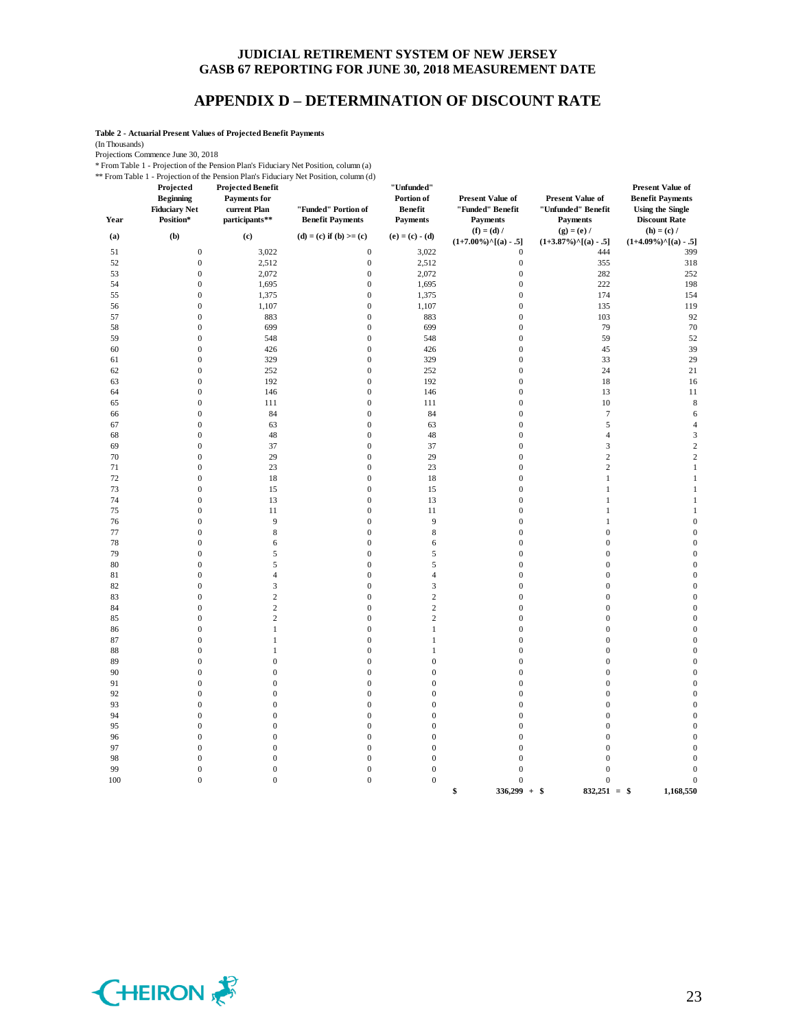# JUDICIAL RETIREMENT SYSTEM OF NEW JERSEY
# GASB 67 REPORTING FOR JUNE 30, 2018 MEASUREMENT DATE

## APPENDIX D – DETERMINATION OF DISCOUNT RATE

**Table 2 - Actuarial Present Values of Projected Benefit Payments**

(In Thousands)

Projections Commence June 30, 2018

\* From Table 1 - Projection of the Pension Plan's Fiduciary Net Position, column (a)

\*\* From Table 1 - Projection of the Pension Plan's Fiduciary Net Position, column (d)

| Year | Projected Beginning Fiduciary Net Position* | Projected Benefit Payments for current Plan participants** | "Funded" Portion of Benefit Payments | "Unfunded" Portion of Benefit Payments | Present Value of "Funded" Benefit Payments | Present Value of "Unfunded" Benefit Payments | Present Value of Benefit Payments Using the Single Discount Rate |
|---|---|---|---|---|---|---|---|
| (a) | (b) | (c) | (d) = (c) if (b) >= (c) | (e) = (c) - (d) | (f) = (d) / (1+7.00%)^[(a) - .5] | (g) = (e) / (1+3.87%)^[(a) - .5] | (h) = (c) / (1+4.09%)^[(a) - .5] |
| 51 | 0 | 3,022 | 0 | 3,022 | 0 | 444 | 399 |
| 52 | 0 | 2,512 | 0 | 2,512 | 0 | 355 | 318 |
| 53 | 0 | 2,072 | 0 | 2,072 | 0 | 282 | 252 |
| 54 | 0 | 1,695 | 0 | 1,695 | 0 | 222 | 198 |
| 55 | 0 | 1,375 | 0 | 1,375 | 0 | 174 | 154 |
| 56 | 0 | 1,107 | 0 | 1,107 | 0 | 135 | 119 |
| 57 | 0 | 883 | 0 | 883 | 0 | 103 | 92 |
| 58 | 0 | 699 | 0 | 699 | 0 | 79 | 70 |
| 59 | 0 | 548 | 0 | 548 | 0 | 59 | 52 |
| 60 | 0 | 426 | 0 | 426 | 0 | 45 | 39 |
| 61 | 0 | 329 | 0 | 329 | 0 | 33 | 29 |
| 62 | 0 | 252 | 0 | 252 | 0 | 24 | 21 |
| 63 | 0 | 192 | 0 | 192 | 0 | 18 | 16 |
| 64 | 0 | 146 | 0 | 146 | 0 | 13 | 11 |
| 65 | 0 | 111 | 0 | 111 | 0 | 10 | 8 |
| 66 | 0 | 84 | 0 | 84 | 0 | 7 | 6 |
| 67 | 0 | 63 | 0 | 63 | 0 | 5 | 4 |
| 68 | 0 | 48 | 0 | 48 | 0 | 4 | 3 |
| 69 | 0 | 37 | 0 | 37 | 0 | 3 | 2 |
| 70 | 0 | 29 | 0 | 29 | 0 | 2 | 2 |
| 71 | 0 | 23 | 0 | 23 | 0 | 2 | 1 |
| 72 | 0 | 18 | 0 | 18 | 0 | 1 | 1 |
| 73 | 0 | 15 | 0 | 15 | 0 | 1 | 1 |
| 74 | 0 | 13 | 0 | 13 | 0 | 1 | 1 |
| 75 | 0 | 11 | 0 | 11 | 0 | 1 | 1 |
| 76 | 0 | 9 | 0 | 9 | 0 | 1 | 0 |
| 77 | 0 | 8 | 0 | 8 | 0 | 0 | 0 |
| 78 | 0 | 6 | 0 | 6 | 0 | 0 | 0 |
| 79 | 0 | 5 | 0 | 5 | 0 | 0 | 0 |
| 80 | 0 | 5 | 0 | 5 | 0 | 0 | 0 |
| 81 | 0 | 4 | 0 | 4 | 0 | 0 | 0 |
| 82 | 0 | 3 | 0 | 3 | 0 | 0 | 0 |
| 83 | 0 | 2 | 0 | 2 | 0 | 0 | 0 |
| 84 | 0 | 2 | 0 | 2 | 0 | 0 | 0 |
| 85 | 0 | 2 | 0 | 2 | 0 | 0 | 0 |
| 86 | 0 | 1 | 0 | 1 | 0 | 0 | 0 |
| 87 | 0 | 1 | 0 | 1 | 0 | 0 | 0 |
| 88 | 0 | 1 | 0 | 1 | 0 | 0 | 0 |
| 89 | 0 | 0 | 0 | 0 | 0 | 0 | 0 |
| 90 | 0 | 0 | 0 | 0 | 0 | 0 | 0 |
| 91 | 0 | 0 | 0 | 0 | 0 | 0 | 0 |
| 92 | 0 | 0 | 0 | 0 | 0 | 0 | 0 |
| 93 | 0 | 0 | 0 | 0 | 0 | 0 | 0 |
| 94 | 0 | 0 | 0 | 0 | 0 | 0 | 0 |
| 95 | 0 | 0 | 0 | 0 | 0 | 0 | 0 |
| 96 | 0 | 0 | 0 | 0 | 0 | 0 | 0 |
| 97 | 0 | 0 | 0 | 0 | 0 | 0 | 0 |
| 98 | 0 | 0 | 0 | 0 | 0 | 0 | 0 |
| 99 | 0 | 0 | 0 | 0 | 0 | 0 | 0 |
| 100 | 0 | 0 | 0 | 0 | 0 | 0 | 0 |
| | | | | | $ 336,299 + | $ 832,251 = | $ 1,168,550 |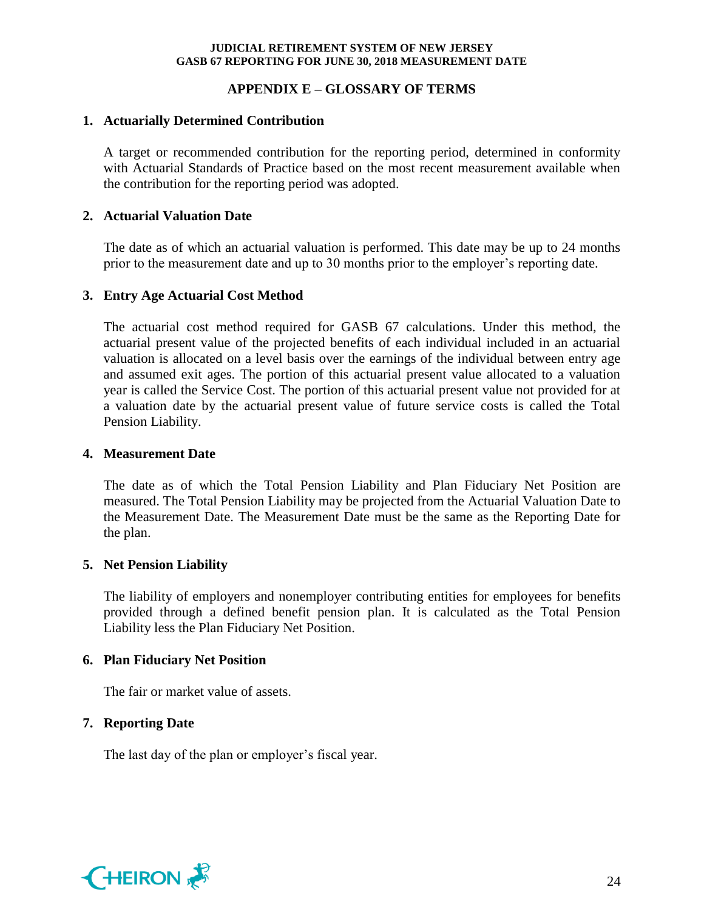## APPENDIX E – GLOSSARY OF TERMS

**1. Actuarially Determined Contribution**

A target or recommended contribution for the reporting period, determined in conformity with Actuarial Standards of Practice based on the most recent measurement available when the contribution for the reporting period was adopted.

**2. Actuarial Valuation Date**

The date as of which an actuarial valuation is performed. This date may be up to 24 months prior to the measurement date and up to 30 months prior to the employer's reporting date.

**3. Entry Age Actuarial Cost Method**

The actuarial cost method required for GASB 67 calculations. Under this method, the actuarial present value of the projected benefits of each individual included in an actuarial valuation is allocated on a level basis over the earnings of the individual between entry age and assumed exit ages. The portion of this actuarial present value allocated to a valuation year is called the Service Cost. The portion of this actuarial present value not provided for at a valuation date by the actuarial present value of future service costs is called the Total Pension Liability.

**4. Measurement Date**

The date as of which the Total Pension Liability and Plan Fiduciary Net Position are measured. The Total Pension Liability may be projected from the Actuarial Valuation Date to the Measurement Date. The Measurement Date must be the same as the Reporting Date for the plan.

**5. Net Pension Liability**

The liability of employers and nonemployer contributing entities for employees for benefits provided through a defined benefit pension plan. It is calculated as the Total Pension Liability less the Plan Fiduciary Net Position.

**6. Plan Fiduciary Net Position**

The fair or market value of assets.

**7. Reporting Date**

The last day of the plan or employer's fiscal year.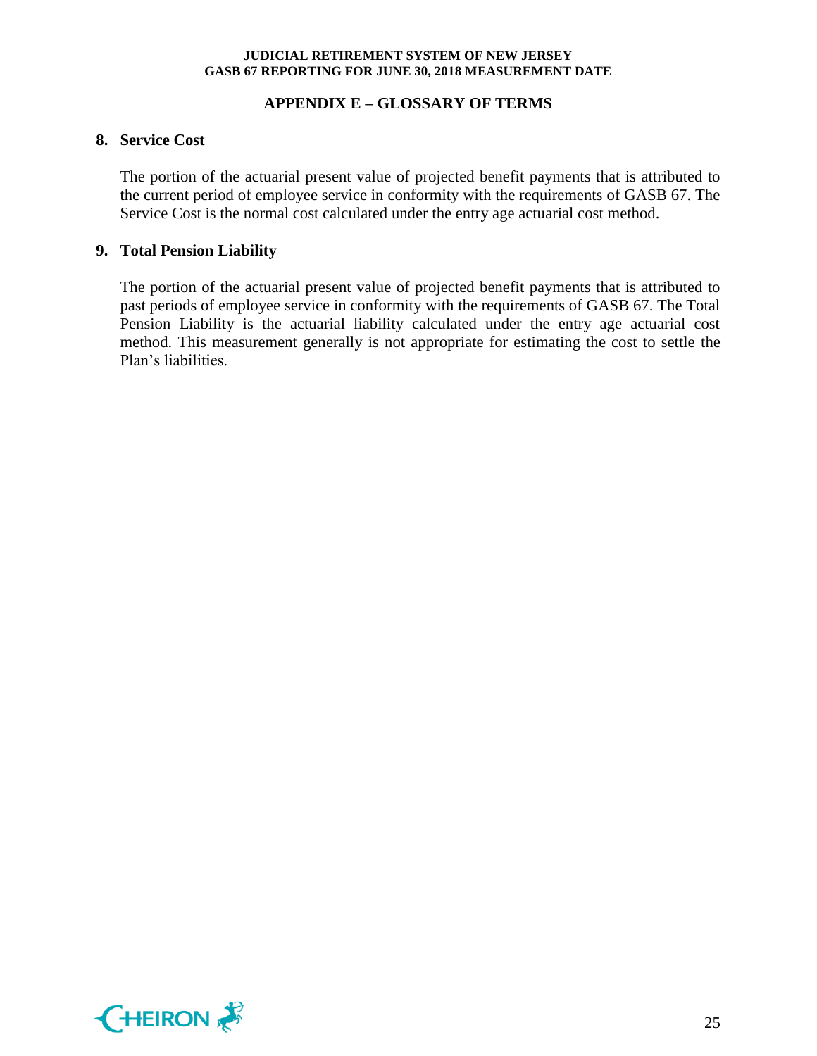## APPENDIX E – GLOSSARY OF TERMS

**8. Service Cost**

The portion of the actuarial present value of projected benefit payments that is attributed to the current period of employee service in conformity with the requirements of GASB 67. The Service Cost is the normal cost calculated under the entry age actuarial cost method.

**9. Total Pension Liability**

The portion of the actuarial present value of projected benefit payments that is attributed to past periods of employee service in conformity with the requirements of GASB 67. The Total Pension Liability is the actuarial liability calculated under the entry age actuarial cost method. This measurement generally is not appropriate for estimating the cost to settle the Plan's liabilities.